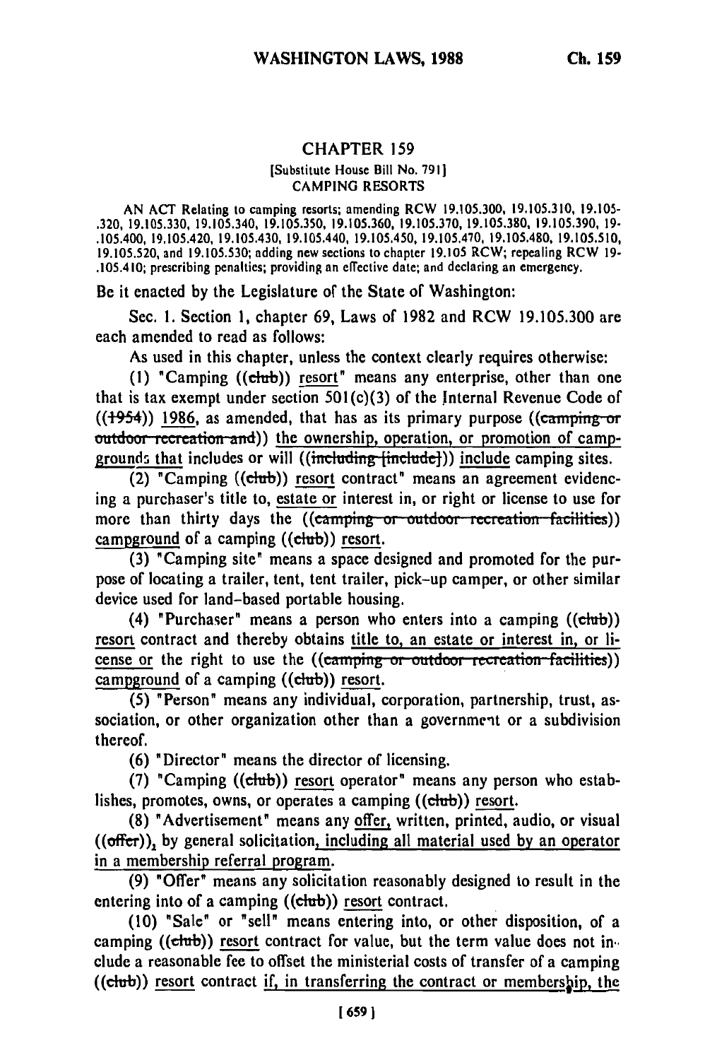# CHAPTER 159

[Substitute House Bill No. 791]

CAMPING RESORTS

AN ACT Relating to camping resorts; amending RCW 19.105.300, 19.105.310, 19.105.320, 19.105.330, 19.105.340, 19.105.350, 19.105.360, 19.105.370, 19.105.380, 19.105.390, 19.105.400, 19.105.420, 19.105.430, 19.105.440, 19.105.450, 19.105.470, 19.105.480, 19.105.510, 19.105.520, and 19.105.530; adding new sections to chapter 19.105 RCW; repealing RCW 19.105.410; prescribing penalties; providing an effective date; and declaring an emergency.

Be it enacted by the Legislature of the State of Washington:

Sec. 1. Section 1, chapter 69, Laws of 1982 and RCW 19.105.300 are each amended to read as follows:

As used in this chapter, unless the context clearly requires otherwise:

(1) "Camping ((~~club~~)) resort" means any enterprise, other than one that is tax exempt under section 501(c)(3) of the Internal Revenue Code of ((~~1954~~)) 1986, as amended, that has as its primary purpose ((~~camping or outdoor recreation and~~)) the ownership, operation, or promotion of campgrounds that includes or will ((~~including [include]~~)) include camping sites.

(2) "Camping ((~~club~~)) resort contract" means an agreement evidencing a purchaser's title to, estate or interest in, or right or license to use for more than thirty days the ((~~camping or outdoor recreation facilities~~)) campground of a camping ((~~club~~)) resort.

(3) "Camping site" means a space designed and promoted for the purpose of locating a trailer, tent, tent trailer, pick-up camper, or other similar device used for land-based portable housing.

(4) "Purchaser" means a person who enters into a camping ((~~club~~)) resort contract and thereby obtains title to, an estate or interest in, or license or the right to use the ((~~camping or outdoor recreation facilities~~)) campground of a camping ((~~club~~)) resort.

(5) "Person" means any individual, corporation, partnership, trust, association, or other organization other than a government or a subdivision thereof.

(6) "Director" means the director of licensing.

(7) "Camping ((~~club~~)) resort operator" means any person who establishes, promotes, owns, or operates a camping ((~~club~~)) resort.

(8) "Advertisement" means any offer, written, printed, audio, or visual ((~~offer~~)), by general solicitation, including all material used by an operator in a membership referral program.

(9) "Offer" means any solicitation reasonably designed to result in the entering into of a camping ((~~club~~)) resort contract.

(10) "Sale" or "sell" means entering into, or other disposition, of a camping ((~~club~~)) resort contract for value, but the term value does not include a reasonable fee to offset the ministerial costs of transfer of a camping ((~~club~~)) resort contract if, in transferring the contract or membership, the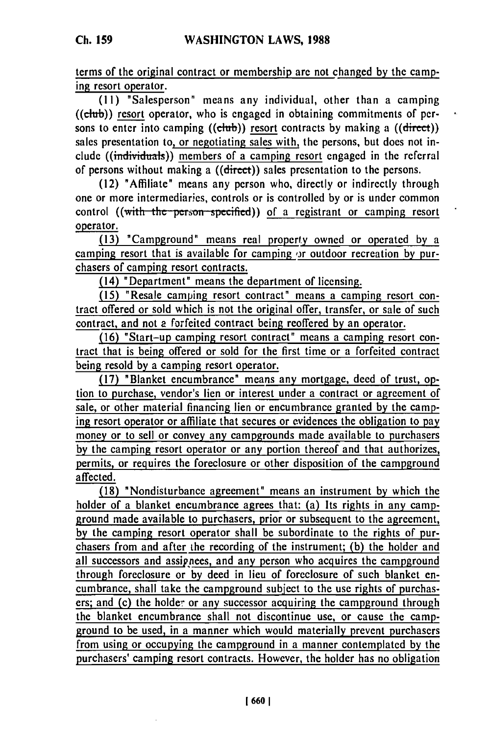terms of the original contract or membership are not changed by the camping resort operator.

(11) "Salesperson" means any individual, other than a camping ((club)) resort operator, who is engaged in obtaining commitments of persons to enter into camping ((club)) resort contracts by making a ((direct)) sales presentation to, or negotiating sales with, the persons, but does not include ((individuals)) members of a camping resort engaged in the referral of persons without making a ((direct)) sales presentation to the persons.

(12) "Affiliate" means any person who, directly or indirectly through one or more intermediaries, controls or is controlled by or is under common control ((with the person specified)) of a registrant or camping resort operator.

(13) "Campground" means real property owned or operated by a camping resort that is available for camping or outdoor recreation by purchasers of camping resort contracts.

(14) "Department" means the department of licensing.

(15) "Resale camping resort contract" means a camping resort contract offered or sold which is not the original offer, transfer, or sale of such contract, and not a forfeited contract being reoffered by an operator.

(16) "Start-up camping resort contract" means a camping resort contract that is being offered or sold for the first time or a forfeited contract being resold by a camping resort operator.

(17) "Blanket encumbrance" means any mortgage, deed of trust, option to purchase, vendor's lien or interest under a contract or agreement of sale, or other material financing lien or encumbrance granted by the camping resort operator or affiliate that secures or evidences the obligation to pay money or to sell or convey any campgrounds made available to purchasers by the camping resort operator or any portion thereof and that authorizes, permits, or requires the foreclosure or other disposition of the campground affected.

(18) "Nondisturbance agreement" means an instrument by which the holder of a blanket encumbrance agrees that: (a) Its rights in any campground made available to purchasers, prior or subsequent to the agreement, by the camping resort operator shall be subordinate to the rights of purchasers from and after the recording of the instrument; (b) the holder and all successors and assignees, and any person who acquires the campground through foreclosure or by deed in lieu of foreclosure of such blanket encumbrance, shall take the campground subject to the use rights of purchasers; and (c) the holder or any successor acquiring the campground through the blanket encumbrance shall not discontinue use, or cause the campground to be used, in a manner which would materially prevent purchasers from using or occupying the campground in a manner contemplated by the purchasers' camping resort contracts. However, the holder has no obligation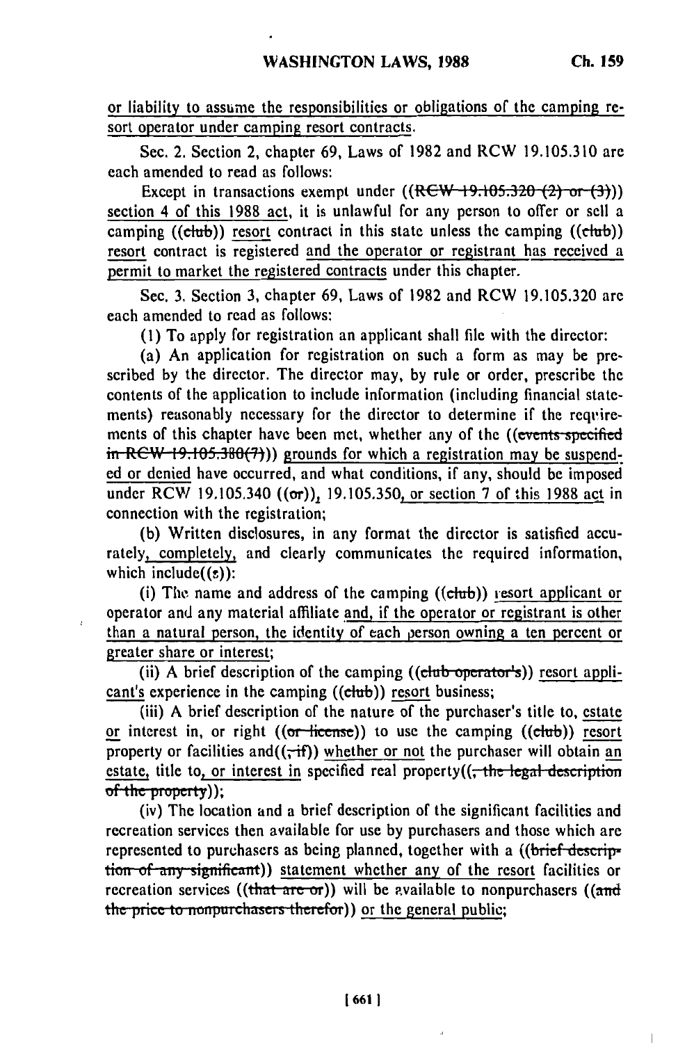or liability to assume the responsibilities or obligations of the camping resort operator under camping resort contracts.

Sec. 2. Section 2, chapter 69, Laws of 1982 and RCW 19.105.310 are each amended to read as follows:

Except in transactions exempt under ((RCW 19.105.320 (2) or (3))) section 4 of this 1988 act, it is unlawful for any person to offer or sell a camping ((club)) resort contract in this state unless the camping ((club)) resort contract is registered and the operator or registrant has received a permit to market the registered contracts under this chapter.

Sec. 3. Section 3, chapter 69, Laws of 1982 and RCW 19.105.320 are each amended to read as follows:

(1) To apply for registration an applicant shall file with the director:

(a) An application for registration on such a form as may be prescribed by the director. The director may, by rule or order, prescribe the contents of the application to include information (including financial statements) reasonably necessary for the director to determine if the requirements of this chapter have been met, whether any of the ((events specified in RCW 19.105.380(7))) grounds for which a registration may be suspended or denied have occurred, and what conditions, if any, should be imposed under RCW 19.105.340 ((or)), 19.105.350, or section 7 of this 1988 act in connection with the registration;

(b) Written disclosures, in any format the director is satisfied accurately, completely, and clearly communicates the required information, which include((s)):

(i) The name and address of the camping ((club)) resort applicant or operator and any material affiliate and, if the operator or registrant is other than a natural person, the identity of each person owning a ten percent or greater share or interest;

(ii) A brief description of the camping ((club operator's)) resort applicant's experience in the camping ((club)) resort business;

(iii) A brief description of the nature of the purchaser's title to, estate or interest in, or right ((or license)) to use the camping ((club)) resort property or facilities and((, if)) whether or not the purchaser will obtain an estate, title to, or interest in specified real property((, the legal description of the property));

(iv) The location and a brief description of the significant facilities and recreation services then available for use by purchasers and those which are represented to purchasers as being planned, together with a ((brief description of any significant)) statement whether any of the resort facilities or recreation services ((that are or)) will be available to nonpurchasers ((and the price to nonpurchasers therefor)) or the general public;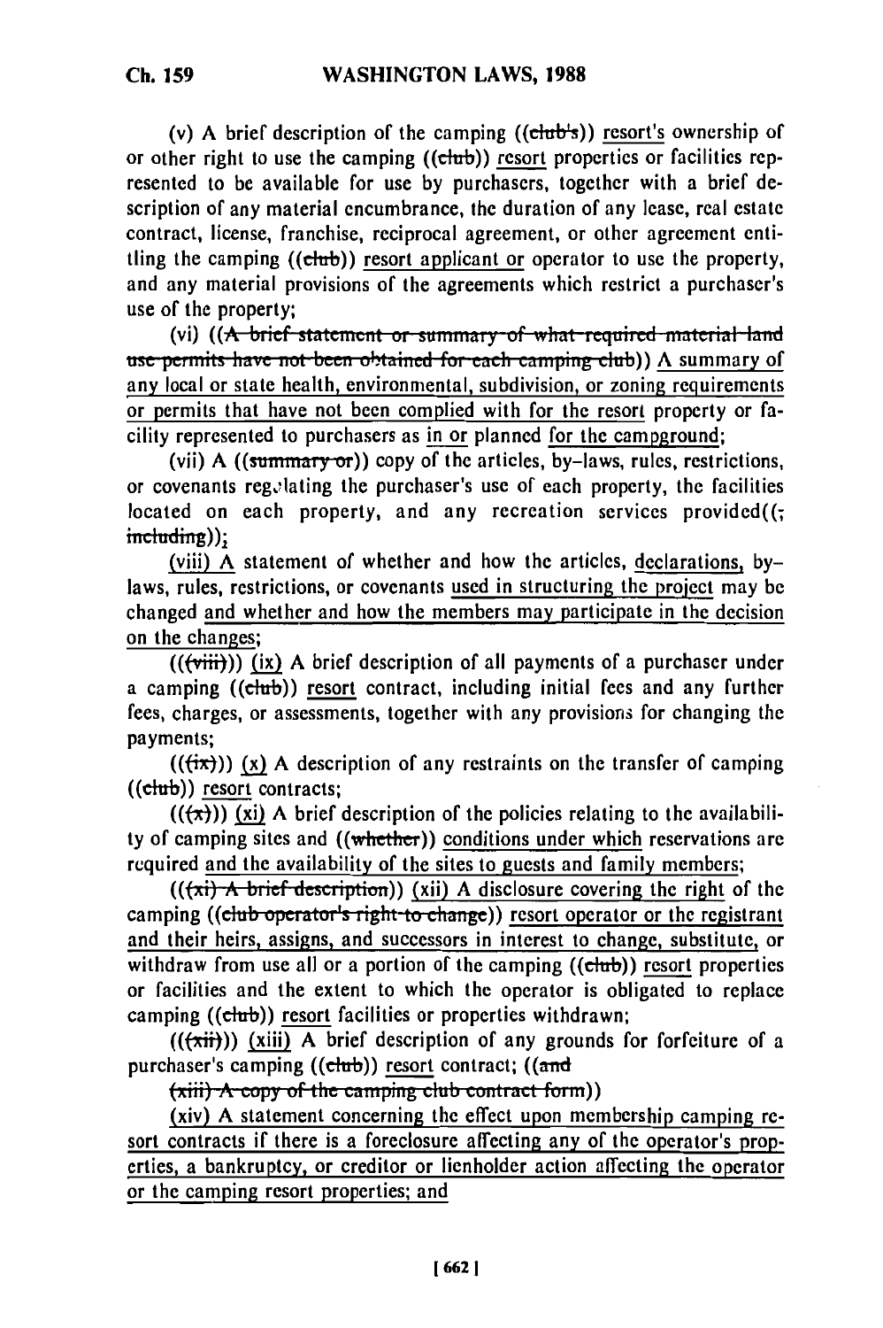(v) A brief description of the camping ((~~club's~~)) resort's ownership of or other right to use the camping ((~~club~~)) resort properties or facilities represented to be available for use by purchasers, together with a brief description of any material encumbrance, the duration of any lease, real estate contract, license, franchise, reciprocal agreement, or other agreement entitling the camping ((~~club~~)) resort applicant or operator to use the property, and any material provisions of the agreements which restrict a purchaser's use of the property;

(vi) ((~~A brief statement or summary of what required material land use permits have not been obtained for each camping club~~)) A summary of any local or state health, environmental, subdivision, or zoning requirements or permits that have not been complied with for the resort property or facility represented to purchasers as in or planned for the campground;

(vii) A ((~~summary or~~)) copy of the articles, by-laws, rules, restrictions, or covenants regulating the purchaser's use of each property, the facilities located on each property, and any recreation services provided((~~, including~~));

(viii) A statement of whether and how the articles, declarations, by-laws, rules, restrictions, or covenants used in structuring the project may be changed and whether and how the members may participate in the decision on the changes;

((~~(viii)~~)) (ix) A brief description of all payments of a purchaser under a camping ((~~club~~)) resort contract, including initial fees and any further fees, charges, or assessments, together with any provisions for changing the payments;

((~~(ix)~~)) (x) A description of any restraints on the transfer of camping ((~~club~~)) resort contracts;

((~~(x)~~)) (xi) A brief description of the policies relating to the availability of camping sites and ((~~whether~~)) conditions under which reservations are required and the availability of the sites to guests and family members;

((~~(xi) A brief description~~)) (xii) A disclosure covering the right of the camping ((~~club operator's right to change~~)) resort operator or the registrant and their heirs, assigns, and successors in interest to change, substitute, or withdraw from use all or a portion of the camping ((~~club~~)) resort properties or facilities and the extent to which the operator is obligated to replace camping ((~~club~~)) resort facilities or properties withdrawn;

((~~(xii)~~)) (xiii) A brief description of any grounds for forfeiture of a purchaser's camping ((~~club~~)) resort contract; ((~~and~~

~~(xiii) A copy of the camping club contract form~~))

(xiv) A statement concerning the effect upon membership camping resort contracts if there is a foreclosure affecting any of the operator's properties, a bankruptcy, or creditor or lienholder action affecting the operator or the camping resort properties; and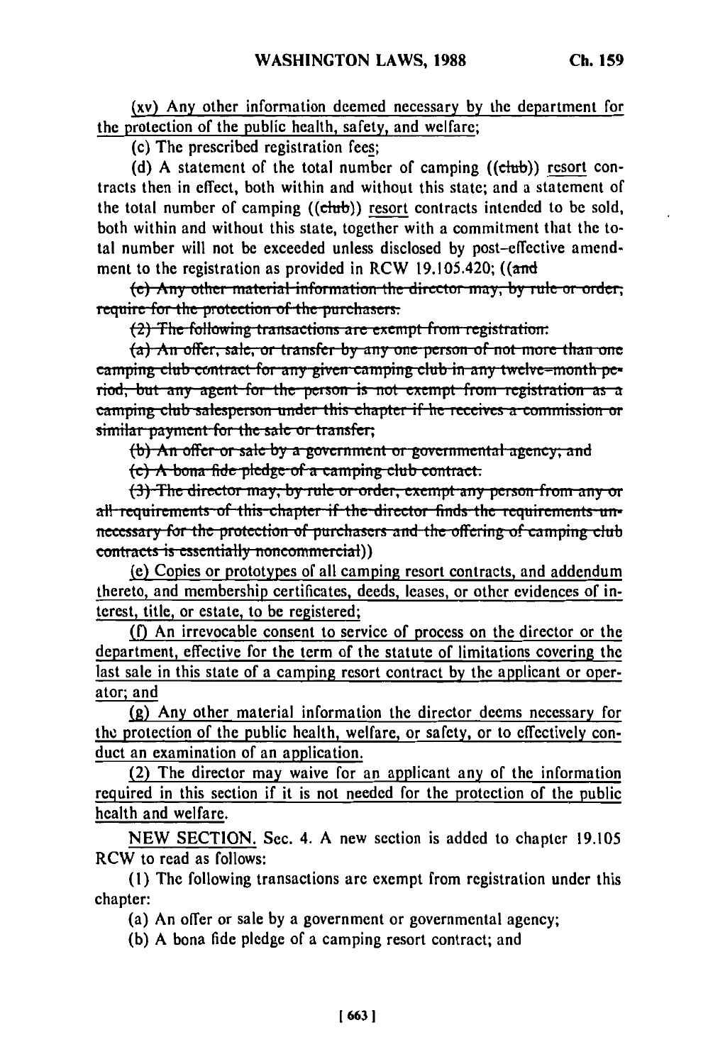(xv) Any other information deemed necessary by the department for the protection of the public health, safety, and welfare;

(c) The prescribed registration fees;

(d) A statement of the total number of camping ((club)) resort contracts then in effect, both within and without this state; and a statement of the total number of camping ((club)) resort contracts intended to be sold, both within and without this state, together with a commitment that the total number will not be exceeded unless disclosed by post-effective amendment to the registration as provided in RCW 19.105.420; ((and

(e) Any other material information the director may, by rule or order, require for the protection of the purchasers.

(2) The following transactions are exempt from registration:

(a) An offer, sale, or transfer by any one person of not more than one camping club contract for any given camping club in any twelve-month period, but any agent for the person is not exempt from registration as a camping club salesperson under this chapter if he receives a commission or similar payment for the sale or transfer;

(b) An offer or sale by a government or governmental agency; and

(c) A bona fide pledge of a camping club contract.

(3) The director may, by rule or order, exempt any person from any or all requirements of this chapter if the director finds the requirements unnecessary for the protection of purchasers and the offering of camping club contracts is essentially noncommercial))

(e) Copies or prototypes of all camping resort contracts, and addendum thereto, and membership certificates, deeds, leases, or other evidences of interest, title, or estate, to be registered;

(f) An irrevocable consent to service of process on the director or the department, effective for the term of the statute of limitations covering the last sale in this state of a camping resort contract by the applicant or operator; and

(g) Any other material information the director deems necessary for the protection of the public health, welfare, or safety, or to effectively conduct an examination of an application.

(2) The director may waive for an applicant any of the information required in this section if it is not needed for the protection of the public health and welfare.

NEW SECTION. Sec. 4. A new section is added to chapter 19.105 RCW to read as follows:

(1) The following transactions are exempt from registration under this chapter:

(a) An offer or sale by a government or governmental agency;

(b) A bona fide pledge of a camping resort contract; and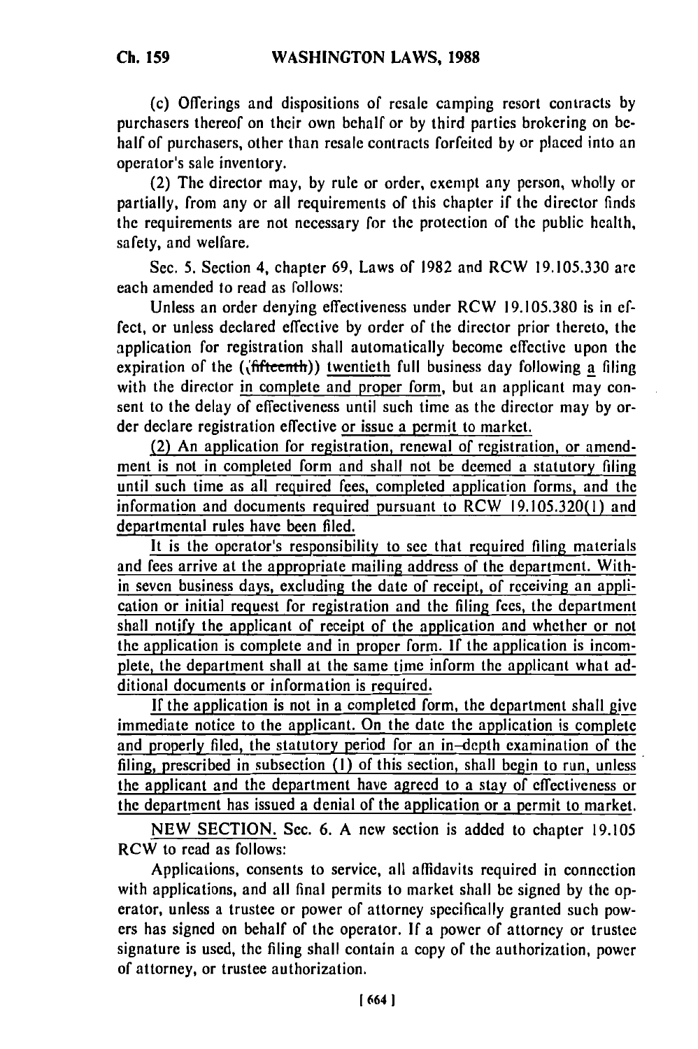(c) Offerings and dispositions of resale camping resort contracts by purchasers thereof on their own behalf or by third parties brokering on behalf of purchasers, other than resale contracts forfeited by or placed into an operator's sale inventory.

(2) The director may, by rule or order, exempt any person, wholly or partially, from any or all requirements of this chapter if the director finds the requirements are not necessary for the protection of the public health, safety, and welfare.

Sec. 5. Section 4, chapter 69, Laws of 1982 and RCW 19.105.330 are each amended to read as follows:

Unless an order denying effectiveness under RCW 19.105.380 is in effect, or unless declared effective by order of the director prior thereto, the application for registration shall automatically become effective upon the expiration of the ((~~fifteenth~~)) twentieth full business day following a filing with the director in complete and proper form, but an applicant may consent to the delay of effectiveness until such time as the director may by order declare registration effective or issue a permit to market.

(2) An application for registration, renewal of registration, or amendment is not in completed form and shall not be deemed a statutory filing until such time as all required fees, completed application forms, and the information and documents required pursuant to RCW 19.105.320(1) and departmental rules have been filed.

It is the operator's responsibility to see that required filing materials and fees arrive at the appropriate mailing address of the department. Within seven business days, excluding the date of receipt, of receiving an application or initial request for registration and the filing fees, the department shall notify the applicant of receipt of the application and whether or not the application is complete and in proper form. If the application is incomplete, the department shall at the same time inform the applicant what additional documents or information is required.

If the application is not in a completed form, the department shall give immediate notice to the applicant. On the date the application is complete and properly filed, the statutory period for an in-depth examination of the filing, prescribed in subsection (1) of this section, shall begin to run, unless the applicant and the department have agreed to a stay of effectiveness or the department has issued a denial of the application or a permit to market.

NEW SECTION. Sec. 6. A new section is added to chapter 19.105 RCW to read as follows:

Applications, consents to service, all affidavits required in connection with applications, and all final permits to market shall be signed by the operator, unless a trustee or power of attorney specifically granted such powers has signed on behalf of the operator. If a power of attorney or trustee signature is used, the filing shall contain a copy of the authorization, power of attorney, or trustee authorization.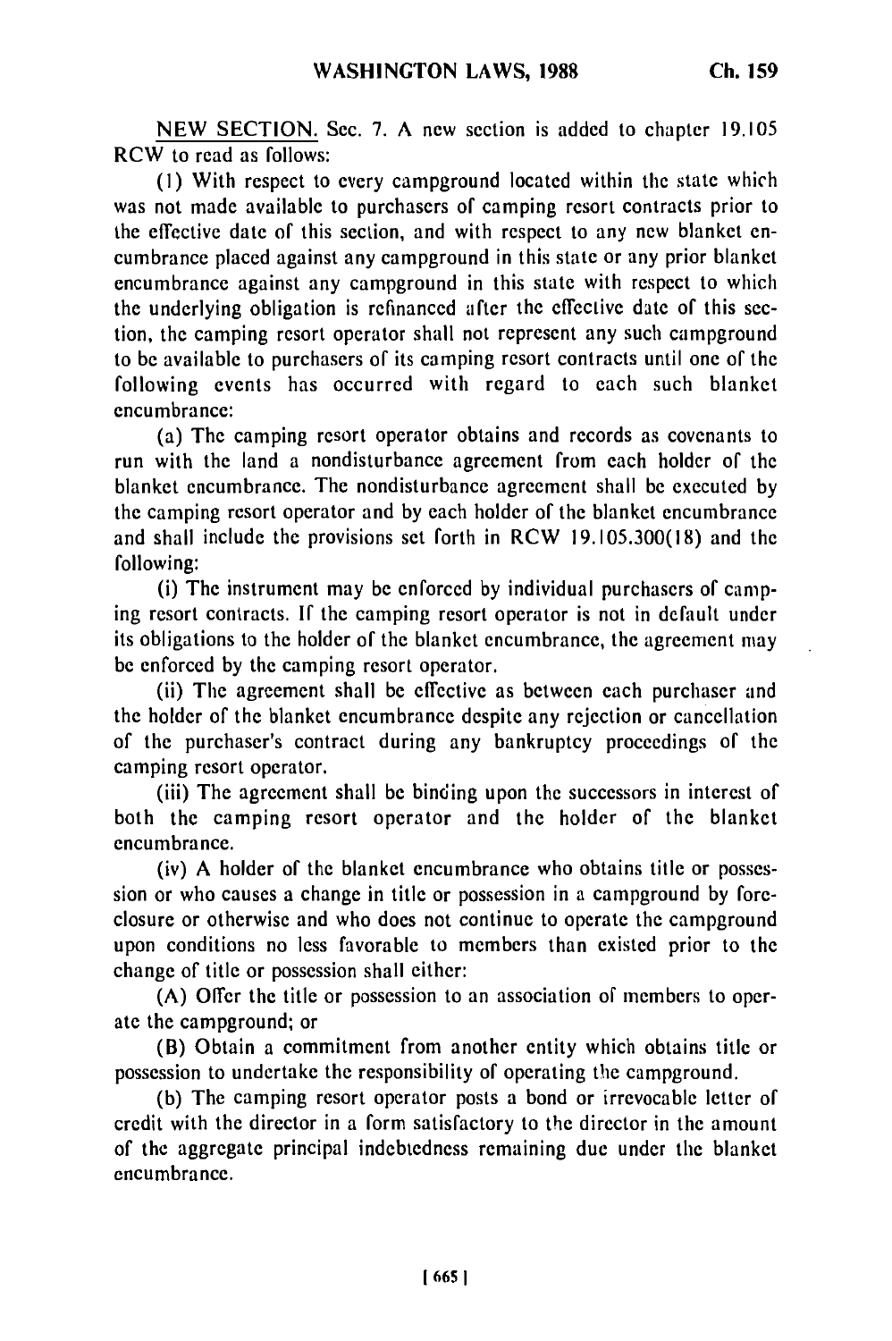NEW SECTION. Sec. 7. A new section is added to chapter 19.105 RCW to read as follows:

(1) With respect to every campground located within the state which was not made available to purchasers of camping resort contracts prior to the effective date of this section, and with respect to any new blanket encumbrance placed against any campground in this state or any prior blanket encumbrance against any campground in this state with respect to which the underlying obligation is refinanced after the effective date of this section, the camping resort operator shall not represent any such campground to be available to purchasers of its camping resort contracts until one of the following events has occurred with regard to each such blanket encumbrance:

(a) The camping resort operator obtains and records as covenants to run with the land a nondisturbance agreement from each holder of the blanket encumbrance. The nondisturbance agreement shall be executed by the camping resort operator and by each holder of the blanket encumbrance and shall include the provisions set forth in RCW 19.105.300(18) and the following:

(i) The instrument may be enforced by individual purchasers of camping resort contracts. If the camping resort operator is not in default under its obligations to the holder of the blanket encumbrance, the agreement may be enforced by the camping resort operator.

(ii) The agreement shall be effective as between each purchaser and the holder of the blanket encumbrance despite any rejection or cancellation of the purchaser's contract during any bankruptcy proceedings of the camping resort operator.

(iii) The agreement shall be binding upon the successors in interest of both the camping resort operator and the holder of the blanket encumbrance.

(iv) A holder of the blanket encumbrance who obtains title or possession or who causes a change in title or possession in a campground by foreclosure or otherwise and who does not continue to operate the campground upon conditions no less favorable to members than existed prior to the change of title or possession shall either:

(A) Offer the title or possession to an association of members to operate the campground; or

(B) Obtain a commitment from another entity which obtains title or possession to undertake the responsibility of operating the campground.

(b) The camping resort operator posts a bond or irrevocable letter of credit with the director in a form satisfactory to the director in the amount of the aggregate principal indebtedness remaining due under the blanket encumbrance.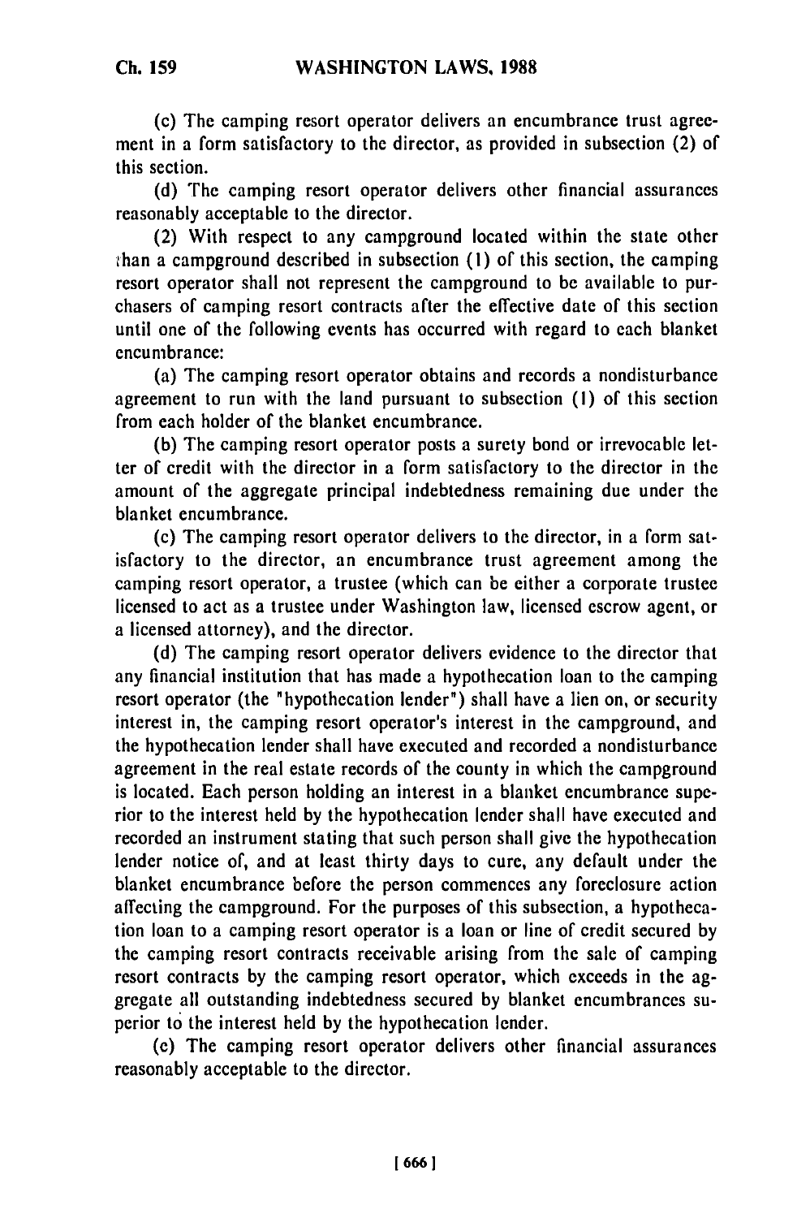(c) The camping resort operator delivers an encumbrance trust agreement in a form satisfactory to the director, as provided in subsection (2) of this section.

(d) The camping resort operator delivers other financial assurances reasonably acceptable to the director.

(2) With respect to any campground located within the state other than a campground described in subsection (1) of this section, the camping resort operator shall not represent the campground to be available to purchasers of camping resort contracts after the effective date of this section until one of the following events has occurred with regard to each blanket encumbrance:

(a) The camping resort operator obtains and records a nondisturbance agreement to run with the land pursuant to subsection (1) of this section from each holder of the blanket encumbrance.

(b) The camping resort operator posts a surety bond or irrevocable letter of credit with the director in a form satisfactory to the director in the amount of the aggregate principal indebtedness remaining due under the blanket encumbrance.

(c) The camping resort operator delivers to the director, in a form satisfactory to the director, an encumbrance trust agreement among the camping resort operator, a trustee (which can be either a corporate trustee licensed to act as a trustee under Washington law, licensed escrow agent, or a licensed attorney), and the director.

(d) The camping resort operator delivers evidence to the director that any financial institution that has made a hypothecation loan to the camping resort operator (the "hypothecation lender") shall have a lien on, or security interest in, the camping resort operator's interest in the campground, and the hypothecation lender shall have executed and recorded a nondisturbance agreement in the real estate records of the county in which the campground is located. Each person holding an interest in a blanket encumbrance superior to the interest held by the hypothecation lender shall have executed and recorded an instrument stating that such person shall give the hypothecation lender notice of, and at least thirty days to cure, any default under the blanket encumbrance before the person commences any foreclosure action affecting the campground. For the purposes of this subsection, a hypothecation loan to a camping resort operator is a loan or line of credit secured by the camping resort contracts receivable arising from the sale of camping resort contracts by the camping resort operator, which exceeds in the aggregate all outstanding indebtedness secured by blanket encumbrances superior to the interest held by the hypothecation lender.

(e) The camping resort operator delivers other financial assurances reasonably acceptable to the director.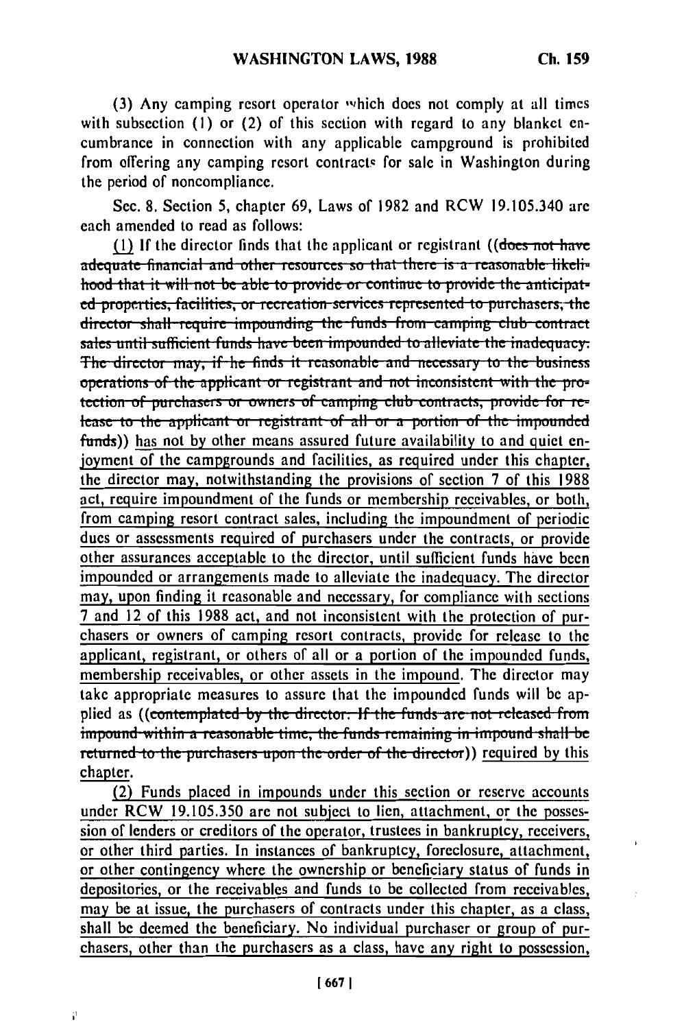(3) Any camping resort operator which does not comply at all times with subsection (1) or (2) of this section with regard to any blanket encumbrance in connection with any applicable campground is prohibited from offering any camping resort contracts for sale in Washington during the period of noncompliance.

Sec. 8. Section 5, chapter 69, Laws of 1982 and RCW 19.105.340 are each amended to read as follows:

(1) If the director finds that the applicant or registrant ((~~does not have adequate financial and other resources so that there is a reasonable likelihood that it will not be able to provide or continue to provide the anticipated properties, facilities, or recreation services represented to purchasers, the director shall require impounding the funds from camping club contract sales until sufficient funds have been impounded to alleviate the inadequacy. The director may, if he finds it reasonable and necessary to the business operations of the applicant or registrant and not inconsistent with the protection of purchasers or owners of camping club contracts, provide for release to the applicant or registrant of all or a portion of the impounded funds~~)) has not by other means assured future availability to and quiet enjoyment of the campgrounds and facilities, as required under this chapter, the director may, notwithstanding the provisions of section 7 of this 1988 act, require impoundment of the funds or membership receivables, or both, from camping resort contract sales, including the impoundment of periodic dues or assessments required of purchasers under the contracts, or provide other assurances acceptable to the director, until sufficient funds have been impounded or arrangements made to alleviate the inadequacy. The director may, upon finding it reasonable and necessary, for compliance with sections 7 and 12 of this 1988 act, and not inconsistent with the protection of purchasers or owners of camping resort contracts, provide for release to the applicant, registrant, or others of all or a portion of the impounded funds, membership receivables, or other assets in the impound. The director may take appropriate measures to assure that the impounded funds will be applied as ((~~contemplated by the director. If the funds are not released from impound within a reasonable time, the funds remaining in impound shall be returned to the purchasers upon the order of the director~~)) required by this chapter.

(2) Funds placed in impounds under this section or reserve accounts under RCW 19.105.350 are not subject to lien, attachment, or the possession of lenders or creditors of the operator, trustees in bankruptcy, receivers, or other third parties. In instances of bankruptcy, foreclosure, attachment, or other contingency where the ownership or beneficiary status of funds in depositories, or the receivables and funds to be collected from receivables, may be at issue, the purchasers of contracts under this chapter, as a class, shall be deemed the beneficiary. No individual purchaser or group of purchasers, other than the purchasers as a class, have any right to possession,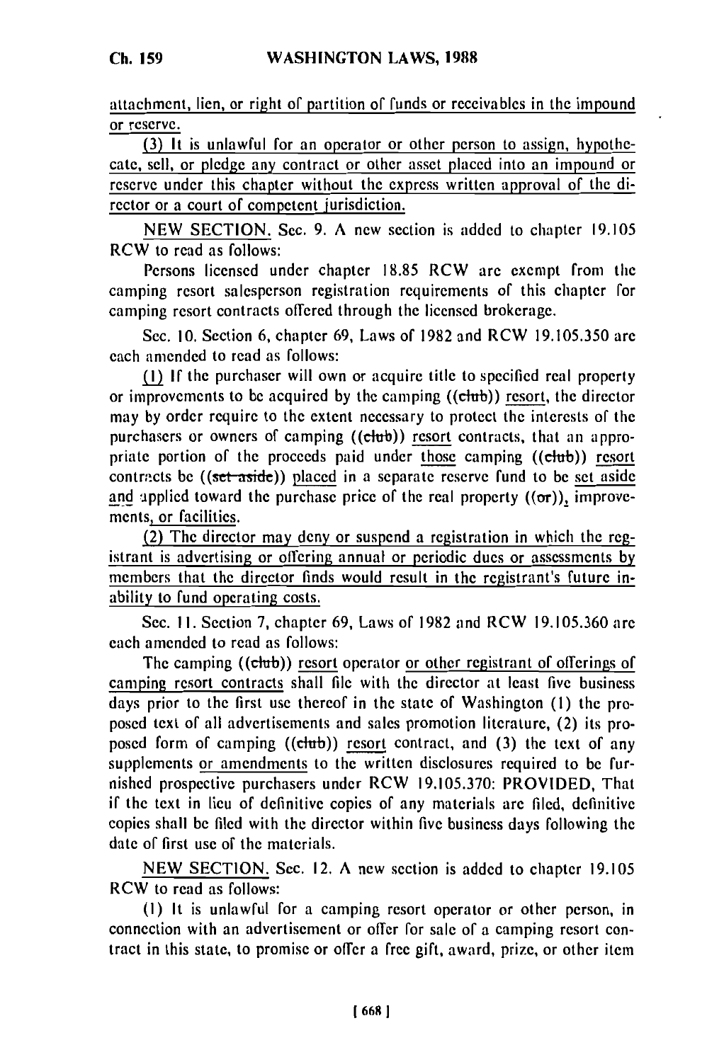attachment, lien, or right of partition of funds or receivables in the impound or reserve.

(3) It is unlawful for an operator or other person to assign, hypothecate, sell, or pledge any contract or other asset placed into an impound or reserve under this chapter without the express written approval of the director or a court of competent jurisdiction.

NEW SECTION. Sec. 9. A new section is added to chapter 19.105 RCW to read as follows:

Persons licensed under chapter 18.85 RCW are exempt from the camping resort salesperson registration requirements of this chapter for camping resort contracts offered through the licensed brokerage.

Sec. 10. Section 6, chapter 69, Laws of 1982 and RCW 19.105.350 are each amended to read as follows:

(1) If the purchaser will own or acquire title to specified real property or improvements to be acquired by the camping ((club)) resort, the director may by order require to the extent necessary to protect the interests of the purchasers or owners of camping ((club)) resort contracts, that an appropriate portion of the proceeds paid under those camping ((club)) resort contracts be ((set aside)) placed in a separate reserve fund to be set aside and applied toward the purchase price of the real property ((or)), improvements, or facilities.

(2) The director may deny or suspend a registration in which the registrant is advertising or offering annual or periodic dues or assessments by members that the director finds would result in the registrant's future inability to fund operating costs.

Sec. 11. Section 7, chapter 69, Laws of 1982 and RCW 19.105.360 are each amended to read as follows:

The camping ((club)) resort operator or other registrant of offerings of camping resort contracts shall file with the director at least five business days prior to the first use thereof in the state of Washington (1) the proposed text of all advertisements and sales promotion literature, (2) its proposed form of camping ((club)) resort contract, and (3) the text of any supplements or amendments to the written disclosures required to be furnished prospective purchasers under RCW 19.105.370: PROVIDED, That if the text in lieu of definitive copies of any materials are filed, definitive copies shall be filed with the director within five business days following the date of first use of the materials.

NEW SECTION. Sec. 12. A new section is added to chapter 19.105 RCW to read as follows:

(1) It is unlawful for a camping resort operator or other person, in connection with an advertisement or offer for sale of a camping resort contract in this state, to promise or offer a free gift, award, prize, or other item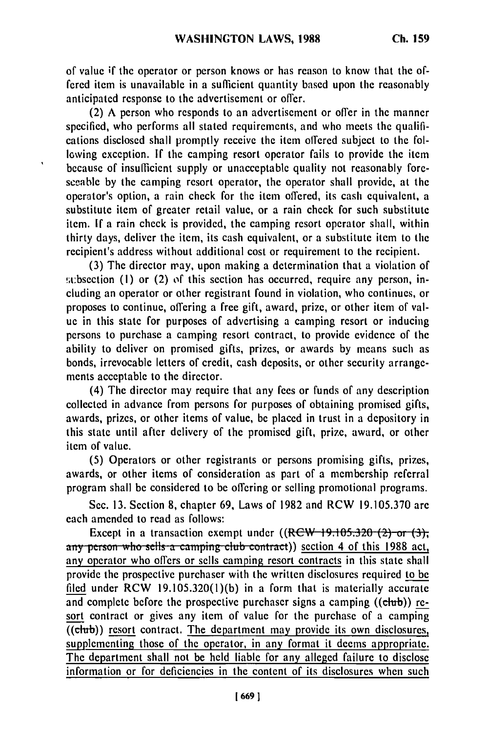of value if the operator or person knows or has reason to know that the offered item is unavailable in a sufficient quantity based upon the reasonably anticipated response to the advertisement or offer.

(2) A person who responds to an advertisement or offer in the manner specified, who performs all stated requirements, and who meets the qualifications disclosed shall promptly receive the item offered subject to the following exception. If the camping resort operator fails to provide the item because of insufficient supply or unacceptable quality not reasonably foreseeable by the camping resort operator, the operator shall provide, at the operator's option, a rain check for the item offered, its cash equivalent, a substitute item of greater retail value, or a rain check for such substitute item. If a rain check is provided, the camping resort operator shall, within thirty days, deliver the item, its cash equivalent, or a substitute item to the recipient's address without additional cost or requirement to the recipient.

(3) The director may, upon making a determination that a violation of subsection (1) or (2) of this section has occurred, require any person, including an operator or other registrant found in violation, who continues, or proposes to continue, offering a free gift, award, prize, or other item of value in this state for purposes of advertising a camping resort or inducing persons to purchase a camping resort contract, to provide evidence of the ability to deliver on promised gifts, prizes, or awards by means such as bonds, irrevocable letters of credit, cash deposits, or other security arrangements acceptable to the director.

(4) The director may require that any fees or funds of any description collected in advance from persons for purposes of obtaining promised gifts, awards, prizes, or other items of value, be placed in trust in a depository in this state until after delivery of the promised gift, prize, award, or other item of value.

(5) Operators or other registrants or persons promising gifts, prizes, awards, or other items of consideration as part of a membership referral program shall be considered to be offering or selling promotional programs.

Sec. 13. Section 8, chapter 69, Laws of 1982 and RCW 19.105.370 are each amended to read as follows:

Except in a transaction exempt under ((~~RCW 19.105.320 (2) or (3), any person who sells a camping club contract~~)) <u>section 4 of this 1988 act, any operator who offers or sells camping resort contracts</u> in this state shall provide the prospective purchaser with the written disclosures required <u>to be filed</u> under RCW 19.105.320(1)(b) in a form that is materially accurate and complete before the prospective purchaser signs a camping ((~~club~~)) <u>resort</u> contract or gives any item of value for the purchase of a camping ((~~club~~)) <u>resort</u> contract. <u>The department may provide its own disclosures, supplementing those of the operator, in any format it deems appropriate. The department shall not be held liable for any alleged failure to disclose information or for deficiencies in the content of its disclosures when such</u>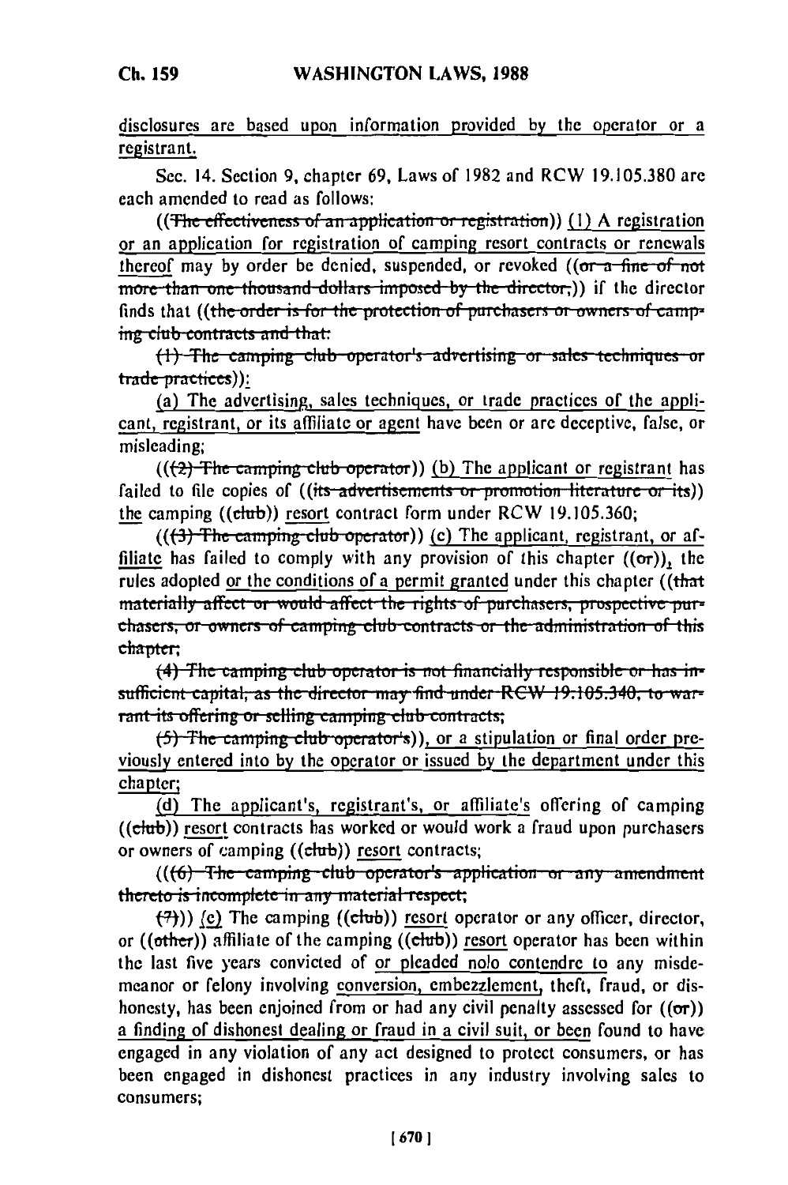disclosures are based upon information provided by the operator or a registrant.

Sec. 14. Section 9, chapter 69, Laws of 1982 and RCW 19.105.380 are each amended to read as follows:

((~~The effectiveness of an application or registration~~)) (1) A registration or an application for registration of camping resort contracts or renewals thereof may by order be denied, suspended, or revoked ((~~or a fine of not more than one thousand dollars imposed by the director,~~)) if the director finds that ((~~the order is for the protection of purchasers or owners of camping club contracts and that:~~

~~(1) The camping club operator's advertising or sales techniques or trade practices~~)):

(a) The advertising, sales techniques, or trade practices of the applicant, registrant, or its affiliate or agent have been or are deceptive, false, or misleading;

((~~(2) The camping club operator~~)) (b) The applicant or registrant has failed to file copies of ((~~its advertisements or promotion literature or its~~)) the camping ((~~club~~)) resort contract form under RCW 19.105.360;

((~~(3) The camping club operator~~)) (c) The applicant, registrant, or affiliate has failed to comply with any provision of this chapter ((~~or~~)), the rules adopted or the conditions of a permit granted under this chapter ((~~that materially affect or would affect the rights of purchasers, prospective purchasers, or owners of camping club contracts or the administration of this chapter;~~

~~(4) The camping club operator is not financially responsible or has insufficient capital, as the director may find under RCW 19.105.340, to warrant its offering or selling camping club contracts;~~

~~(5) The camping club operator's~~)), or a stipulation or final order previously entered into by the operator or issued by the department under this chapter;

(d) The applicant's, registrant's, or affiliate's offering of camping ((~~club~~)) resort contracts has worked or would work a fraud upon purchasers or owners of camping ((~~club~~)) resort contracts;

((~~(6) The camping club operator's application or any amendment thereto is incomplete in any material respect;~~

~~(7)~~)) (e) The camping ((~~club~~)) resort operator or any officer, director, or ((~~other~~)) affiliate of the camping ((~~club~~)) resort operator has been within the last five years convicted of or pleaded nolo contendre to any misdemeanor or felony involving conversion, embezzlement, theft, fraud, or dishonesty, has been enjoined from or had any civil penalty assessed for ((~~or~~)) a finding of dishonest dealing or fraud in a civil suit, or been found to have engaged in any violation of any act designed to protect consumers, or has been engaged in dishonest practices in any industry involving sales to consumers;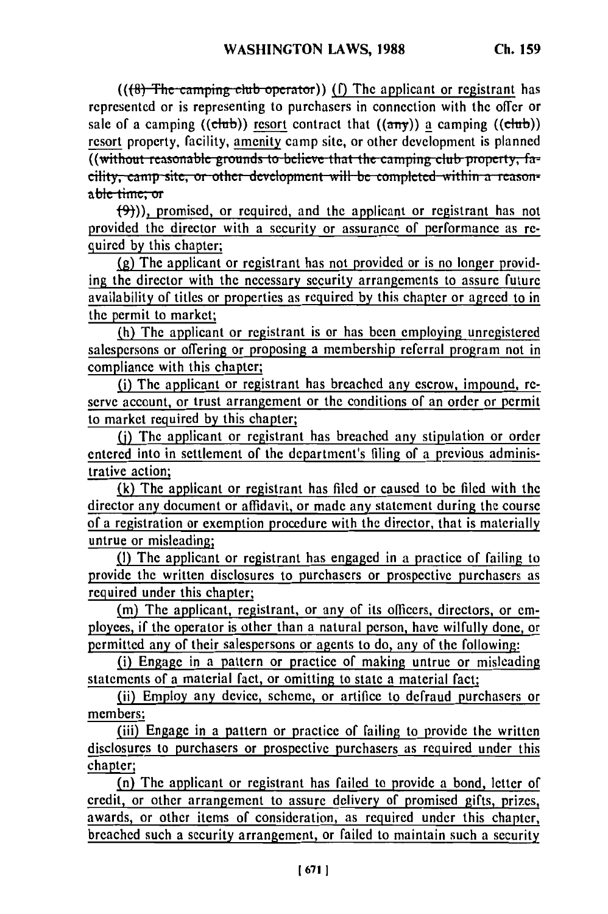((~~(8) The camping club operator~~)) (f) The applicant or registrant has represented or is representing to purchasers in connection with the offer or sale of a camping ((~~club~~)) resort contract that ((~~any~~)) a camping ((~~club~~)) resort property, facility, amenity camp site, or other development is planned ((~~without reasonable grounds to believe that the camping club property, facility, camp site, or other development will be completed within a reasonable time; or~~

~~(9)~~)), promised, or required, and the applicant or registrant has not provided the director with a security or assurance of performance as required by this chapter;

(g) The applicant or registrant has not provided or is no longer providing the director with the necessary security arrangements to assure future availability of titles or properties as required by this chapter or agreed to in the permit to market;

(h) The applicant or registrant is or has been employing unregistered salespersons or offering or proposing a membership referral program not in compliance with this chapter;

(i) The applicant or registrant has breached any escrow, impound, reserve account, or trust arrangement or the conditions of an order or permit to market required by this chapter;

(j) The applicant or registrant has breached any stipulation or order entered into in settlement of the department's filing of a previous administrative action;

(k) The applicant or registrant has filed or caused to be filed with the director any document or affidavit, or made any statement during the course of a registration or exemption procedure with the director, that is materially untrue or misleading;

(l) The applicant or registrant has engaged in a practice of failing to provide the written disclosures to purchasers or prospective purchasers as required under this chapter;

(m) The applicant, registrant, or any of its officers, directors, or employees, if the operator is other than a natural person, have wilfully done, or permitted any of their salespersons or agents to do, any of the following:

(i) Engage in a pattern or practice of making untrue or misleading statements of a material fact, or omitting to state a material fact;

(ii) Employ any device, scheme, or artifice to defraud purchasers or members;

(iii) Engage in a pattern or practice of failing to provide the written disclosures to purchasers or prospective purchasers as required under this chapter;

(n) The applicant or registrant has failed to provide a bond, letter of credit, or other arrangement to assure delivery of promised gifts, prizes, awards, or other items of consideration, as required under this chapter, breached such a security arrangement, or failed to maintain such a security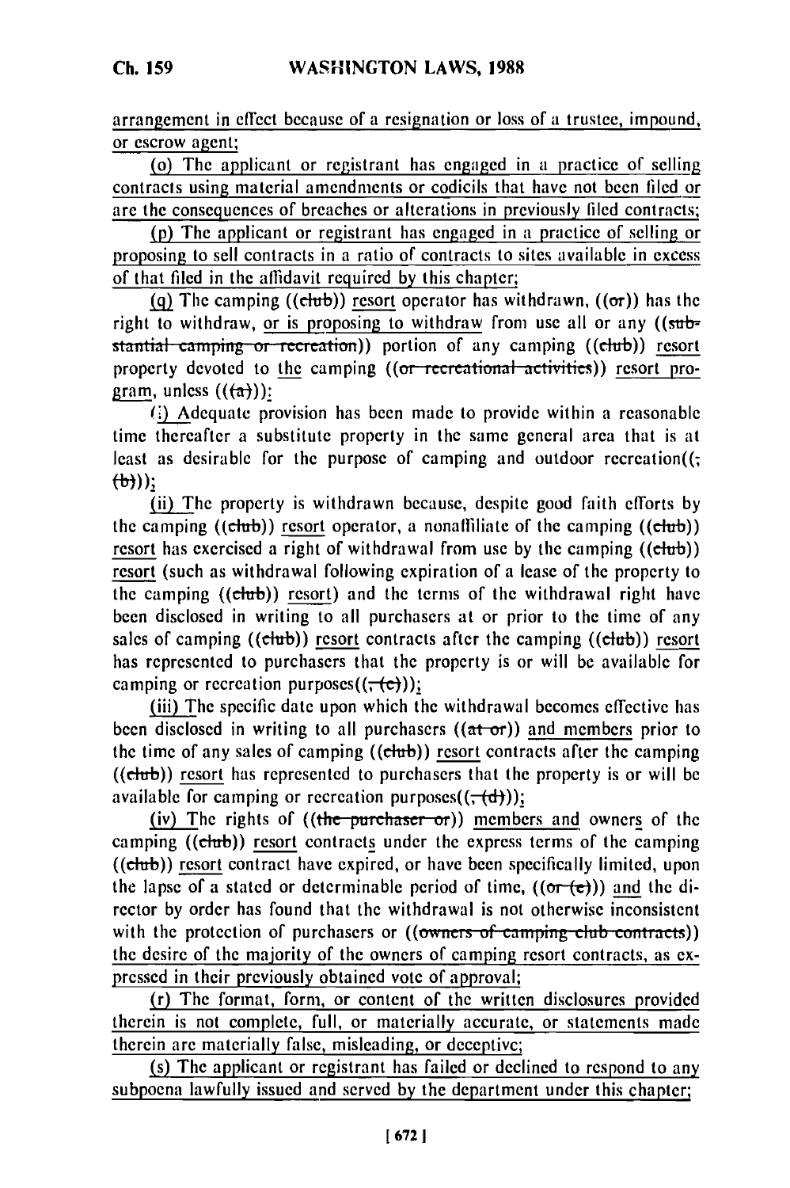arrangement in effect because of a resignation or loss of a trustee, impound, or escrow agent;

(o) The applicant or registrant has engaged in a practice of selling contracts using material amendments or codicils that have not been filed or are the consequences of breaches or alterations in previously filed contracts;

(p) The applicant or registrant has engaged in a practice of selling or proposing to sell contracts in a ratio of contracts to sites available in excess of that filed in the affidavit required by this chapter;

(q) The camping ((club)) resort operator has withdrawn, ((or)) has the right to withdraw, or is proposing to withdraw from use all or any ((substantial camping or recreation)) portion of any camping ((club)) resort property devoted to the camping ((or recreational activities)) resort program, unless (((a))):

(i) Adequate provision has been made to provide within a reasonable time thereafter a substitute property in the same general area that is at least as desirable for the purpose of camping and outdoor recreation((; (b)));

(ii) The property is withdrawn because, despite good faith efforts by the camping ((club)) resort operator, a nonaffiliate of the camping ((club)) resort has exercised a right of withdrawal from use by the camping ((club)) resort (such as withdrawal following expiration of a lease of the property to the camping ((club)) resort) and the terms of the withdrawal right have been disclosed in writing to all purchasers at or prior to the time of any sales of camping ((club)) resort contracts after the camping ((club)) resort has represented to purchasers that the property is or will be available for camping or recreation purposes((; (c)));

(iii) The specific date upon which the withdrawal becomes effective has been disclosed in writing to all purchasers ((at or)) and members prior to the time of any sales of camping ((club)) resort contracts after the camping ((club)) resort has represented to purchasers that the property is or will be available for camping or recreation purposes((; (d)));

(iv) The rights of ((the purchaser or)) members and owners of the camping ((club)) resort contracts under the express terms of the camping ((club)) resort contract have expired, or have been specifically limited, upon the lapse of a stated or determinable period of time, ((or (e))) and the director by order has found that the withdrawal is not otherwise inconsistent with the protection of purchasers or ((owners of camping club contracts)) the desire of the majority of the owners of camping resort contracts, as expressed in their previously obtained vote of approval;

(r) The format, form, or content of the written disclosures provided therein is not complete, full, or materially accurate, or statements made therein are materially false, misleading, or deceptive;

(s) The applicant or registrant has failed or declined to respond to any subpoena lawfully issued and served by the department under this chapter;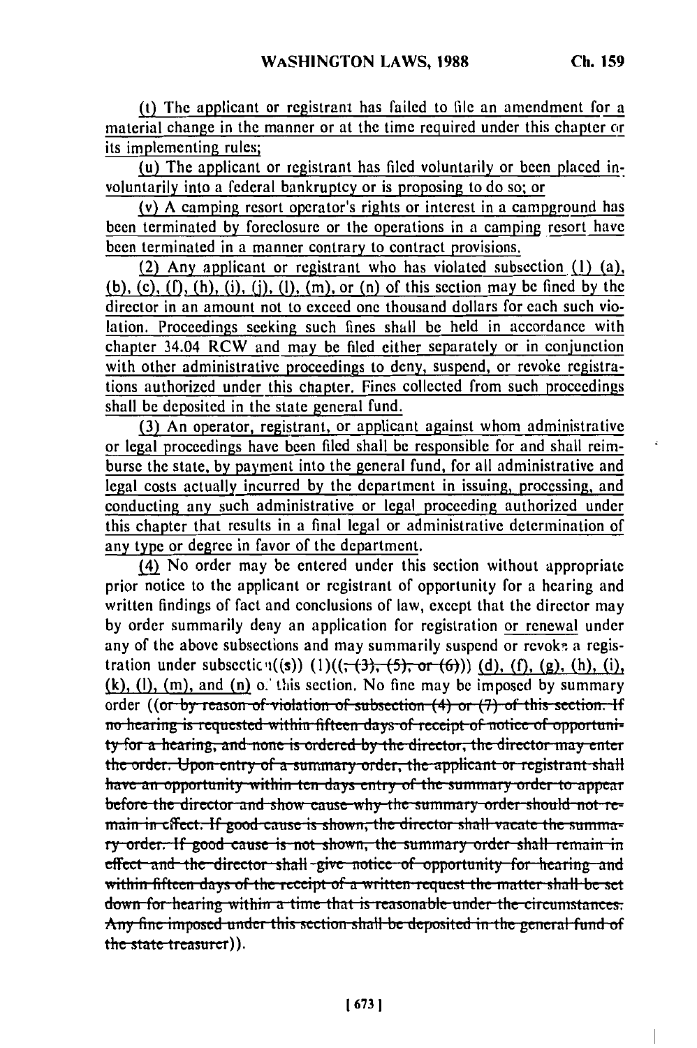(t) The applicant or registrant has failed to file an amendment for a material change in the manner or at the time required under this chapter or its implementing rules;

(u) The applicant or registrant has filed voluntarily or been placed involuntarily into a federal bankruptcy or is proposing to do so; or

(v) A camping resort operator's rights or interest in a campground has been terminated by foreclosure or the operations in a camping resort have been terminated in a manner contrary to contract provisions.

(2) Any applicant or registrant who has violated subsection (1) (a), (b), (c), (f), (h), (i), (j), (l), (m), or (n) of this section may be fined by the director in an amount not to exceed one thousand dollars for each such violation. Proceedings seeking such fines shall be held in accordance with chapter 34.04 RCW and may be filed either separately or in conjunction with other administrative proceedings to deny, suspend, or revoke registrations authorized under this chapter. Fines collected from such proceedings shall be deposited in the state general fund.

(3) An operator, registrant, or applicant against whom administrative or legal proceedings have been filed shall be responsible for and shall reimburse the state, by payment into the general fund, for all administrative and legal costs actually incurred by the department in issuing, processing, and conducting any such administrative or legal proceeding authorized under this chapter that results in a final legal or administrative determination of any type or degree in favor of the department.

(4) No order may be entered under this section without appropriate prior notice to the applicant or registrant of opportunity for a hearing and written findings of fact and conclusions of law, except that the director may by order summarily deny an application for registration or renewal under any of the above subsections and may summarily suspend or revoke a registration under subsection((s)) (1)((, (3), (5), or (6))) (d), (f), (g), (h), (i), (k), (l), (m), and (n) of this section. No fine may be imposed by summary order ((or by reason of violation of subsection (4) or (7) of this section. If no hearing is requested within fifteen days of receipt of notice of opportunity for a hearing, and none is ordered by the director, the director may enter the order. Upon entry of a summary order, the applicant or registrant shall have an opportunity within ten days entry of the summary order to appear before the director and show cause why the summary order should not remain in effect. If good cause is shown, the director shall vacate the summary order. If good cause is not shown, the summary order shall remain in effect and the director shall give notice of opportunity for hearing and within fifteen days of the receipt of a written request the matter shall be set down for hearing within a time that is reasonable under the circumstances. Any fine imposed under this section shall be deposited in the general fund of the state treasurer)).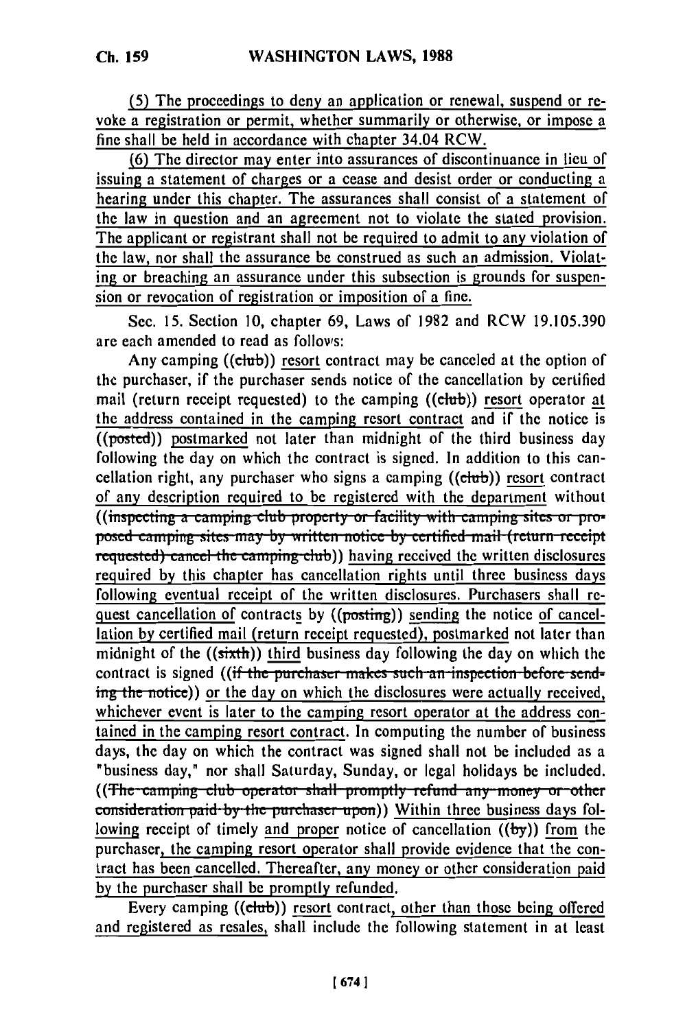(5) The proceedings to deny an application or renewal, suspend or revoke a registration or permit, whether summarily or otherwise, or impose a fine shall be held in accordance with chapter 34.04 RCW.

(6) The director may enter into assurances of discontinuance in lieu of issuing a statement of charges or a cease and desist order or conducting a hearing under this chapter. The assurances shall consist of a statement of the law in question and an agreement not to violate the stated provision. The applicant or registrant shall not be required to admit to any violation of the law, nor shall the assurance be construed as such an admission. Violating or breaching an assurance under this subsection is grounds for suspension or revocation of registration or imposition of a fine.

Sec. 15. Section 10, chapter 69, Laws of 1982 and RCW 19.105.390 are each amended to read as follows:

Any camping ((club)) resort contract may be canceled at the option of the purchaser, if the purchaser sends notice of the cancellation by certified mail (return receipt requested) to the camping ((club)) resort operator at the address contained in the camping resort contract and if the notice is ((posted)) postmarked not later than midnight of the third business day following the day on which the contract is signed. In addition to this cancellation right, any purchaser who signs a camping ((club)) resort contract of any description required to be registered with the department without ((inspecting a camping club property or facility with camping sites or proposed camping sites may by written notice by certified mail (return receipt requested) cancel the camping club)) having received the written disclosures required by this chapter has cancellation rights until three business days following eventual receipt of the written disclosures. Purchasers shall request cancellation of contracts by ((posting)) sending the notice of cancellation by certified mail (return receipt requested), postmarked not later than midnight of the ((sixth)) third business day following the day on which the contract is signed ((if the purchaser makes such an inspection before sending the notice)) or the day on which the disclosures were actually received, whichever event is later to the camping resort operator at the address contained in the camping resort contract. In computing the number of business days, the day on which the contract was signed shall not be included as a "business day," nor shall Saturday, Sunday, or legal holidays be included. ((The camping club operator shall promptly refund any money or other consideration paid by the purchaser upon)) Within three business days following receipt of timely and proper notice of cancellation ((by)) from the purchaser, the camping resort operator shall provide evidence that the contract has been cancelled. Thereafter, any money or other consideration paid by the purchaser shall be promptly refunded.

Every camping ((club)) resort contract, other than those being offered and registered as resales, shall include the following statement in at least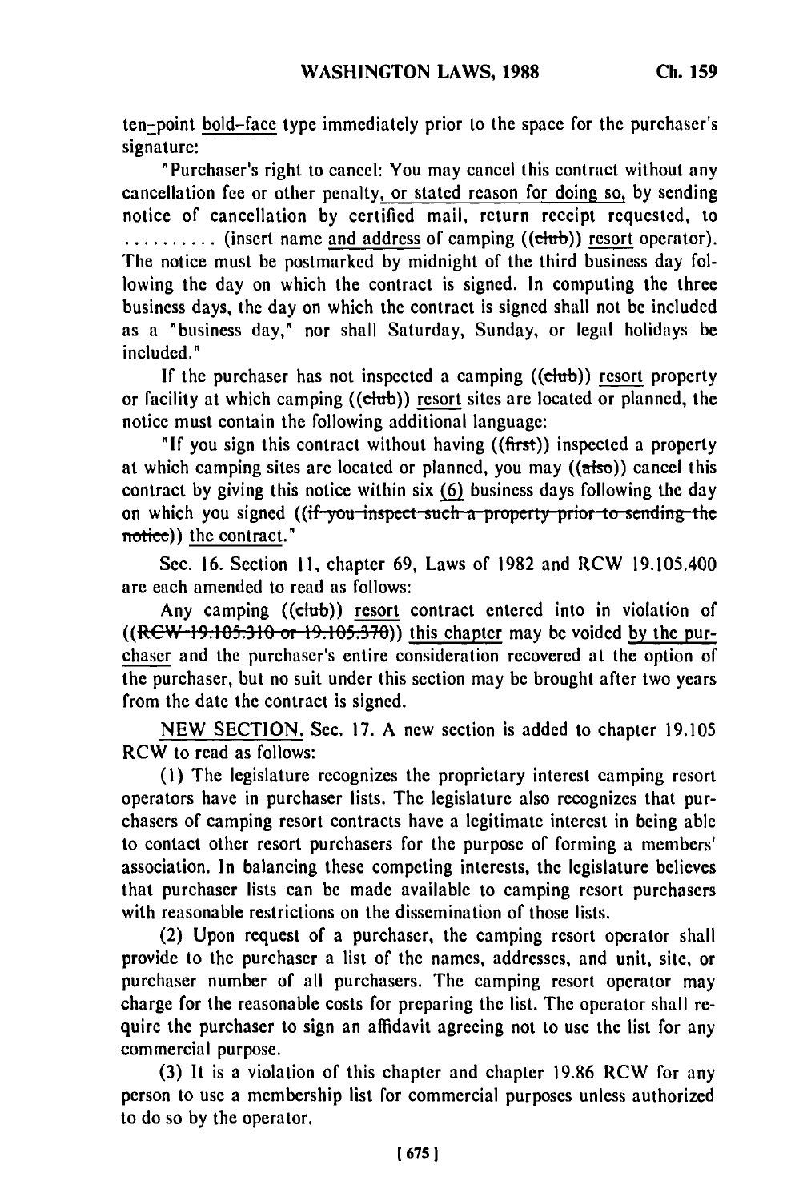ten-point bold-face type immediately prior to the space for the purchaser's signature:

"Purchaser's right to cancel: You may cancel this contract without any cancellation fee or other penalty, or stated reason for doing so, by sending notice of cancellation by certified mail, return receipt requested, to .......... (insert name and address of camping ((club)) resort operator). The notice must be postmarked by midnight of the third business day following the day on which the contract is signed. In computing the three business days, the day on which the contract is signed shall not be included as a "business day," nor shall Saturday, Sunday, or legal holidays be included."

If the purchaser has not inspected a camping ((club)) resort property or facility at which camping ((club)) resort sites are located or planned, the notice must contain the following additional language:

"If you sign this contract without having ((first)) inspected a property at which camping sites are located or planned, you may ((also)) cancel this contract by giving this notice within six (6) business days following the day on which you signed ((if you inspect such a property prior to sending the notice)) the contract."

Sec. 16. Section 11, chapter 69, Laws of 1982 and RCW 19.105.400 are each amended to read as follows:

Any camping ((club)) resort contract entered into in violation of ((RCW 19.105.310 or 19.105.370)) this chapter may be voided by the purchaser and the purchaser's entire consideration recovered at the option of the purchaser, but no suit under this section may be brought after two years from the date the contract is signed.

NEW SECTION. Sec. 17. A new section is added to chapter 19.105 RCW to read as follows:

(1) The legislature recognizes the proprietary interest camping resort operators have in purchaser lists. The legislature also recognizes that purchasers of camping resort contracts have a legitimate interest in being able to contact other resort purchasers for the purpose of forming a members' association. In balancing these competing interests, the legislature believes that purchaser lists can be made available to camping resort purchasers with reasonable restrictions on the dissemination of those lists.

(2) Upon request of a purchaser, the camping resort operator shall provide to the purchaser a list of the names, addresses, and unit, site, or purchaser number of all purchasers. The camping resort operator may charge for the reasonable costs for preparing the list. The operator shall require the purchaser to sign an affidavit agreeing not to use the list for any commercial purpose.

(3) It is a violation of this chapter and chapter 19.86 RCW for any person to use a membership list for commercial purposes unless authorized to do so by the operator.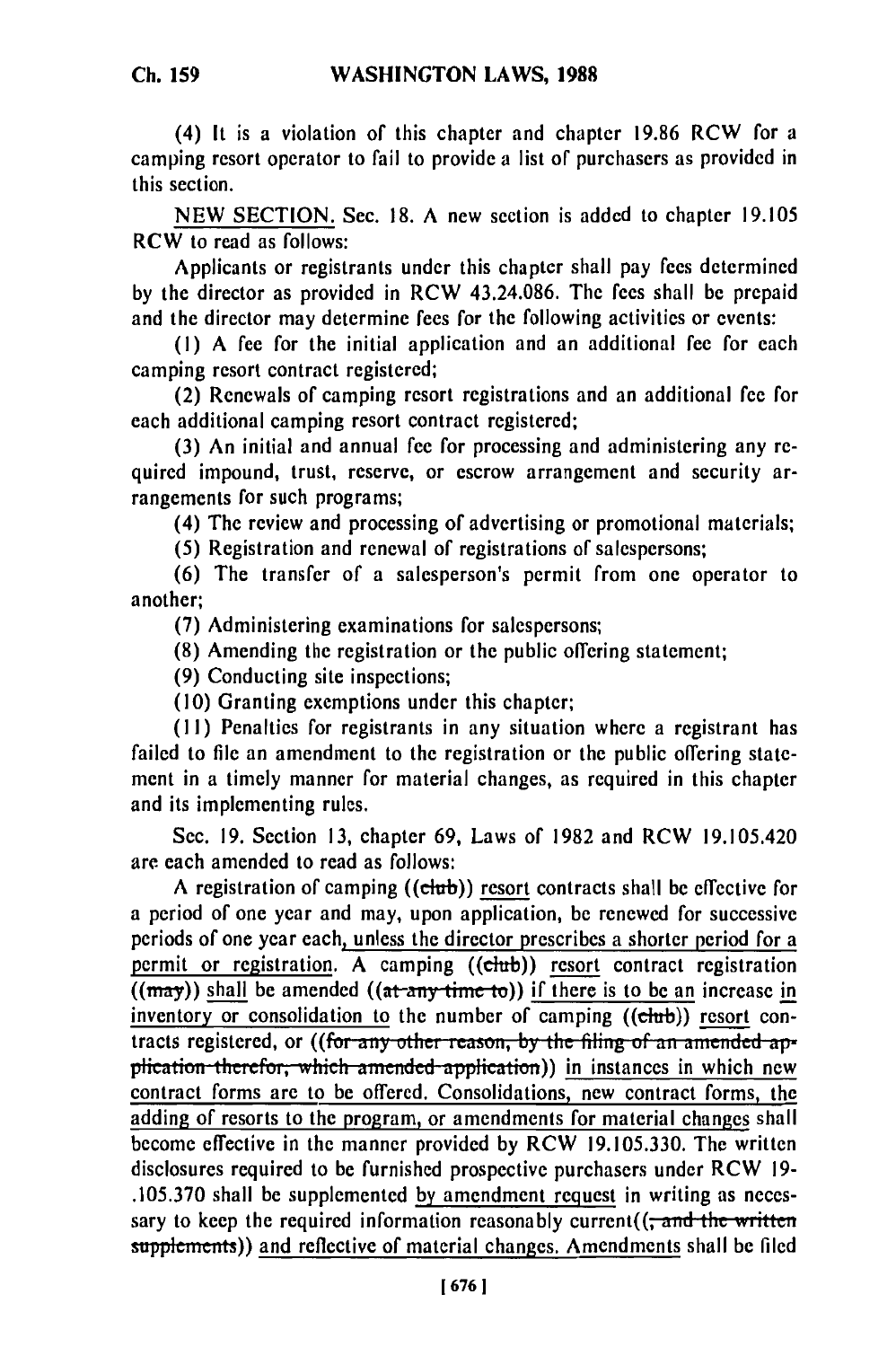(4) It is a violation of this chapter and chapter 19.86 RCW for a camping resort operator to fail to provide a list of purchasers as provided in this section.

NEW SECTION. Sec. 18. A new section is added to chapter 19.105 RCW to read as follows:

Applicants or registrants under this chapter shall pay fees determined by the director as provided in RCW 43.24.086. The fees shall be prepaid and the director may determine fees for the following activities or events:

(1) A fee for the initial application and an additional fee for each camping resort contract registered;

(2) Renewals of camping resort registrations and an additional fee for each additional camping resort contract registered;

(3) An initial and annual fee for processing and administering any required impound, trust, reserve, or escrow arrangement and security arrangements for such programs;

(4) The review and processing of advertising or promotional materials;

(5) Registration and renewal of registrations of salespersons;

(6) The transfer of a salesperson's permit from one operator to another;

(7) Administering examinations for salespersons;

(8) Amending the registration or the public offering statement;

(9) Conducting site inspections;

(10) Granting exemptions under this chapter;

(11) Penalties for registrants in any situation where a registrant has failed to file an amendment to the registration or the public offering statement in a timely manner for material changes, as required in this chapter and its implementing rules.

Sec. 19. Section 13, chapter 69, Laws of 1982 and RCW 19.105.420 are each amended to read as follows:

A registration of camping ((~~club~~)) resort contracts shall be effective for a period of one year and may, upon application, be renewed for successive periods of one year each, unless the director prescribes a shorter period for a permit or registration. A camping ((~~club~~)) resort contract registration ((~~may~~)) shall be amended ((~~at any time to~~)) if there is to be an increase in inventory or consolidation to the number of camping ((~~club~~)) resort contracts registered, or ((~~for any other reason, by the filing of an amended application therefor, which amended application~~)) in instances in which new contract forms are to be offered. Consolidations, new contract forms, the adding of resorts to the program, or amendments for material changes shall become effective in the manner provided by RCW 19.105.330. The written disclosures required to be furnished prospective purchasers under RCW 19-.105.370 shall be supplemented by amendment request in writing as necessary to keep the required information reasonably current((~~, and the written supplements~~)) and reflective of material changes. Amendments shall be filed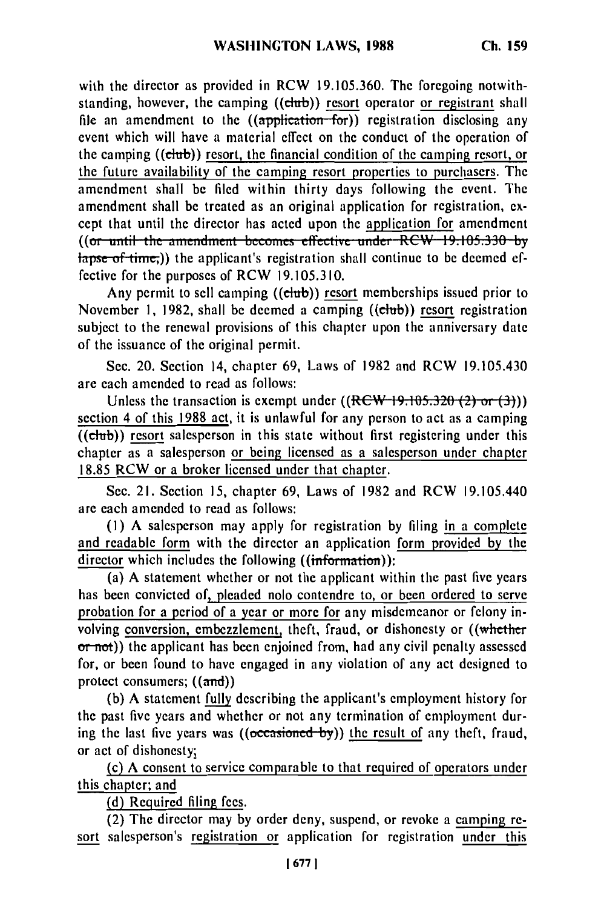with the director as provided in RCW 19.105.360. The foregoing notwithstanding, however, the camping ((club)) resort operator or registrant shall file an amendment to the ((application for)) registration disclosing any event which will have a material effect on the conduct of the operation of the camping ((club)) resort, the financial condition of the camping resort, or the future availability of the camping resort properties to purchasers. The amendment shall be filed within thirty days following the event. The amendment shall be treated as an original application for registration, except that until the director has acted upon the application for amendment ((or until the amendment becomes effective under RCW 19.105.330 by lapse of time,)) the applicant's registration shall continue to be deemed effective for the purposes of RCW 19.105.310.

Any permit to sell camping ((club)) resort memberships issued prior to November 1, 1982, shall be deemed a camping ((club)) resort registration subject to the renewal provisions of this chapter upon the anniversary date of the issuance of the original permit.

Sec. 20. Section 14, chapter 69, Laws of 1982 and RCW 19.105.430 are each amended to read as follows:

Unless the transaction is exempt under ((RCW 19.105.320 (2) or (3))) section 4 of this 1988 act, it is unlawful for any person to act as a camping ((club)) resort salesperson in this state without first registering under this chapter as a salesperson or being licensed as a salesperson under chapter 18.85 RCW or a broker licensed under that chapter.

Sec. 21. Section 15, chapter 69, Laws of 1982 and RCW 19.105.440 are each amended to read as follows:

(1) A salesperson may apply for registration by filing in a complete and readable form with the director an application form provided by the director which includes the following ((information)):

(a) A statement whether or not the applicant within the past five years has been convicted of, pleaded nolo contendre to, or been ordered to serve probation for a period of a year or more for any misdemeanor or felony involving conversion, embezzlement, theft, fraud, or dishonesty or ((whether or not)) the applicant has been enjoined from, had any civil penalty assessed for, or been found to have engaged in any violation of any act designed to protect consumers; ((and))

(b) A statement fully describing the applicant's employment history for the past five years and whether or not any termination of employment during the last five years was ((occasioned by)) the result of any theft, fraud, or act of dishonesty;

(c) A consent to service comparable to that required of operators under this chapter; and

(d) Required filing fees.

(2) The director may by order deny, suspend, or revoke a camping resort salesperson's registration or application for registration under this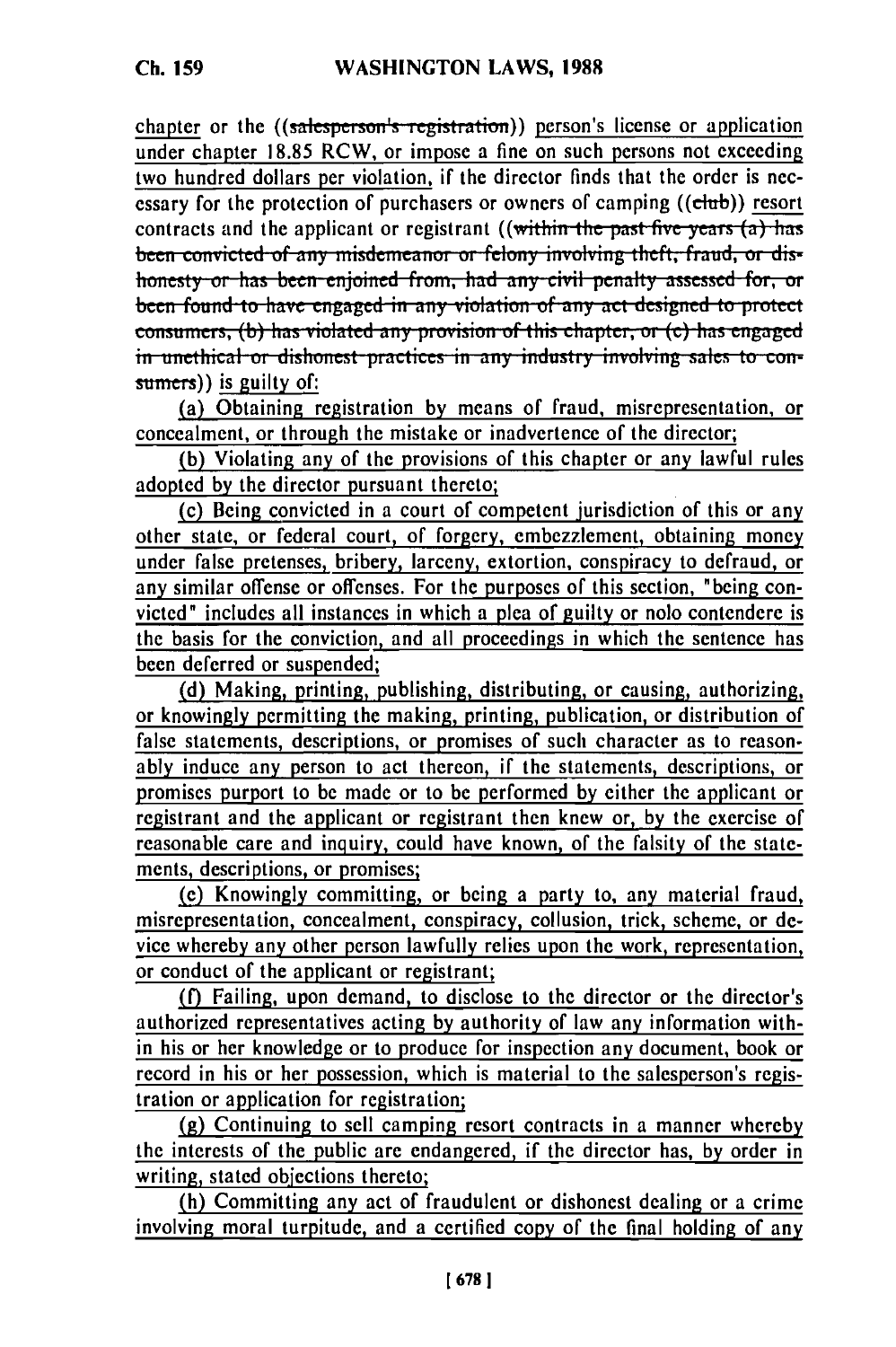chapter or the ((~~salesperson's registration~~)) person's license or application under chapter 18.85 RCW, or impose a fine on such persons not exceeding two hundred dollars per violation, if the director finds that the order is necessary for the protection of purchasers or owners of camping ((~~club~~)) resort contracts and the applicant or registrant ((~~within the past five years (a) has been convicted of any misdemeanor or felony involving theft, fraud, or dishonesty or has been enjoined from, had any civil penalty assessed for, or been found to have engaged in any violation of any act designed to protect consumers, (b) has violated any provision of this chapter, or (c) has engaged in unethical or dishonest practices in any industry involving sales to consumers~~)) is guilty of:

(a) Obtaining registration by means of fraud, misrepresentation, or concealment, or through the mistake or inadvertence of the director;

(b) Violating any of the provisions of this chapter or any lawful rules adopted by the director pursuant thereto;

(c) Being convicted in a court of competent jurisdiction of this or any other state, or federal court, of forgery, embezzlement, obtaining money under false pretenses, bribery, larceny, extortion, conspiracy to defraud, or any similar offense or offenses. For the purposes of this section, "being convicted" includes all instances in which a plea of guilty or nolo contendere is the basis for the conviction, and all proceedings in which the sentence has been deferred or suspended;

(d) Making, printing, publishing, distributing, or causing, authorizing, or knowingly permitting the making, printing, publication, or distribution of false statements, descriptions, or promises of such character as to reasonably induce any person to act thereon, if the statements, descriptions, or promises purport to be made or to be performed by either the applicant or registrant and the applicant or registrant then knew or, by the exercise of reasonable care and inquiry, could have known, of the falsity of the statements, descriptions, or promises;

(e) Knowingly committing, or being a party to, any material fraud, misrepresentation, concealment, conspiracy, collusion, trick, scheme, or device whereby any other person lawfully relies upon the work, representation, or conduct of the applicant or registrant;

(f) Failing, upon demand, to disclose to the director or the director's authorized representatives acting by authority of law any information within his or her knowledge or to produce for inspection any document, book or record in his or her possession, which is material to the salesperson's registration or application for registration;

(g) Continuing to sell camping resort contracts in a manner whereby the interests of the public are endangered, if the director has, by order in writing, stated objections thereto;

(h) Committing any act of fraudulent or dishonest dealing or a crime involving moral turpitude, and a certified copy of the final holding of any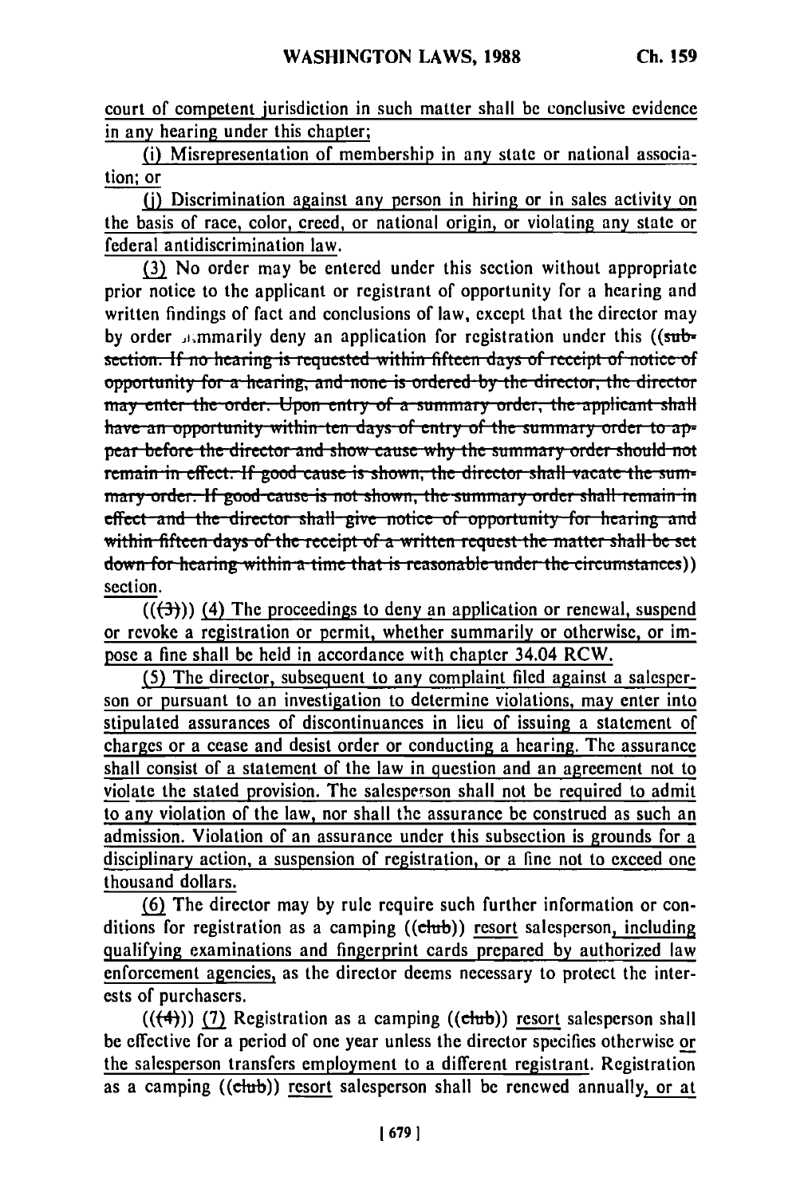court of competent jurisdiction in such matter shall be conclusive evidence in any hearing under this chapter;

(i) Misrepresentation of membership in any state or national association; or

(j) Discrimination against any person in hiring or in sales activity on the basis of race, color, creed, or national origin, or violating any state or federal antidiscrimination law.

(3) No order may be entered under this section without appropriate prior notice to the applicant or registrant of opportunity for a hearing and written findings of fact and conclusions of law, except that the director may by order summarily deny an application for registration under this ((subsection. If no hearing is requested within fifteen days of receipt of notice of opportunity for a hearing, and none is ordered by the director, the director may enter the order. Upon entry of a summary order, the applicant shall have an opportunity within ten days of entry of the summary order to appear before the director and show cause why the summary order should not remain in effect. If good cause is shown, the director shall vacate the summary order. If good cause is not shown, the summary order shall remain in effect and the director shall give notice of opportunity for hearing and within fifteen days of the receipt of a written request the matter shall be set down for hearing within a time that is reasonable under the circumstances)) section.

(((3))) (4) The proceedings to deny an application or renewal, suspend or revoke a registration or permit, whether summarily or otherwise, or impose a fine shall be held in accordance with chapter 34.04 RCW.

(5) The director, subsequent to any complaint filed against a salesperson or pursuant to an investigation to determine violations, may enter into stipulated assurances of discontinuances in lieu of issuing a statement of charges or a cease and desist order or conducting a hearing. The assurance shall consist of a statement of the law in question and an agreement not to violate the stated provision. The salesperson shall not be required to admit to any violation of the law, nor shall the assurance be construed as such an admission. Violation of an assurance under this subsection is grounds for a disciplinary action, a suspension of registration, or a fine not to exceed one thousand dollars.

(6) The director may by rule require such further information or conditions for registration as a camping ((club)) resort salesperson, including qualifying examinations and fingerprint cards prepared by authorized law enforcement agencies, as the director deems necessary to protect the interests of purchasers.

(((4))) (7) Registration as a camping ((club)) resort salesperson shall be effective for a period of one year unless the director specifies otherwise or the salesperson transfers employment to a different registrant. Registration as a camping ((club)) resort salesperson shall be renewed annually, or at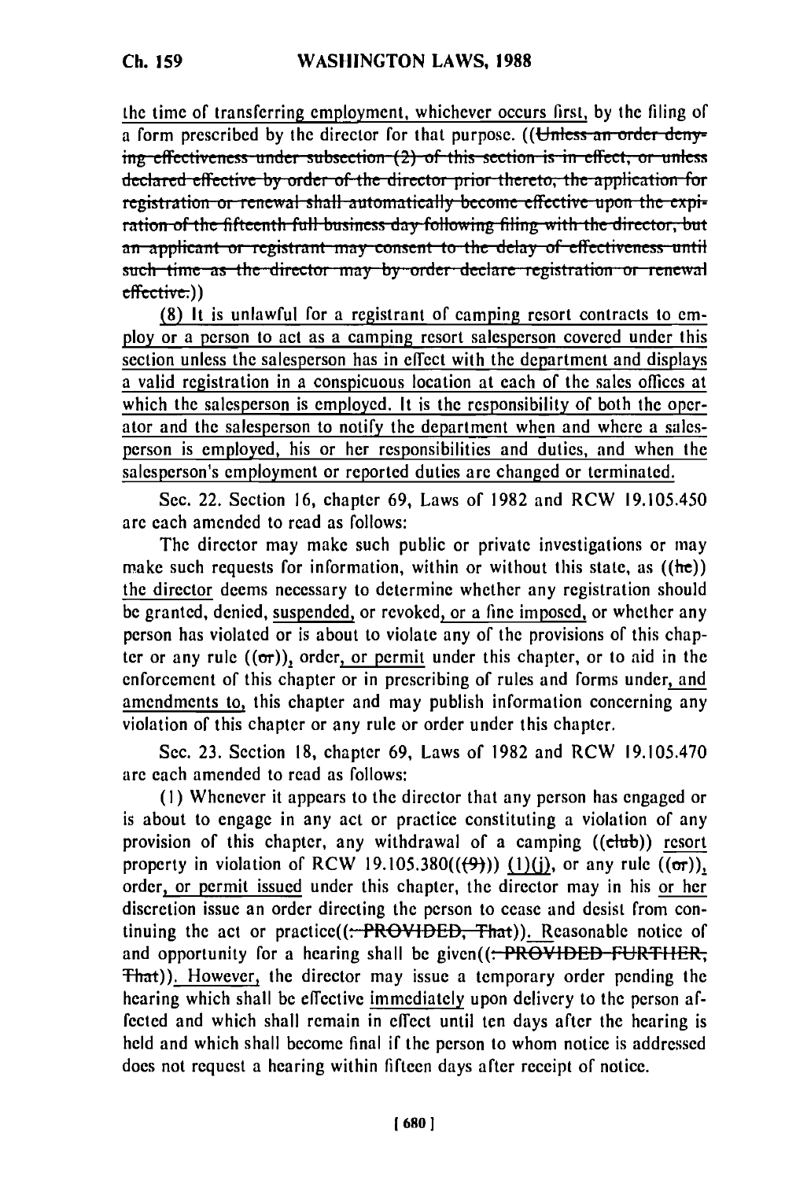the time of transferring employment, whichever occurs first, by the filing of a form prescribed by the director for that purpose. ((~~Unless an order denying effectiveness under subsection (2) of this section is in effect, or unless declared effective by order of the director prior thereto, the application for registration or renewal shall automatically become effective upon the expiration of the fifteenth full business day following filing with the director, but an applicant or registrant may consent to the delay of effectiveness until such time as the director may by order declare registration or renewal effective.~~))

<u>(8) It is unlawful for a registrant of camping resort contracts to employ or a person to act as a camping resort salesperson covered under this section unless the salesperson has in effect with the department and displays a valid registration in a conspicuous location at each of the sales offices at which the salesperson is employed. It is the responsibility of both the operator and the salesperson to notify the department when and where a salesperson is employed, his or her responsibilities and duties, and when the salesperson's employment or reported duties are changed or terminated.</u>

Sec. 22. Section 16, chapter 69, Laws of 1982 and RCW 19.105.450 are each amended to read as follows:

The director may make such public or private investigations or may make such requests for information, within or without this state, as ((~~he~~)) <u>the director</u> deems necessary to determine whether any registration should be granted, denied, <u>suspended,</u> or revoked, <u>or a fine imposed,</u> or whether any person has violated or is about to violate any of the provisions of this chapter or any rule ((~~or~~))<u>,</u> order<u>, or permit</u> under this chapter, or to aid in the enforcement of this chapter or in prescribing of rules and forms under<u>, and amendments to,</u> this chapter and may publish information concerning any violation of this chapter or any rule or order under this chapter.

Sec. 23. Section 18, chapter 69, Laws of 1982 and RCW 19.105.470 are each amended to read as follows:

(1) Whenever it appears to the director that any person has engaged or is about to engage in any act or practice constituting a violation of any provision of this chapter, any withdrawal of a camping ((~~club~~)) <u>resort</u> property in violation of RCW 19.105.380((~~(9)~~)) <u>(1)(j)</u>, or any rule ((~~or~~))<u>,</u> order<u>, or permit issued</u> under this chapter, the director may in his <u>or her</u> discretion issue an order directing the person to cease and desist from continuing the act or practice((~~: PROVIDED, That~~))<u>.</u> <u>Reasonable</u> notice of and opportunity for a hearing shall be given((~~: PROVIDED FURTHER, That~~))<u>. However,</u> the director may issue a temporary order pending the hearing which shall be effective <u>immediately</u> upon delivery to the person affected and which shall remain in effect until ten days after the hearing is held and which shall become final if the person to whom notice is addressed does not request a hearing within fifteen days after receipt of notice.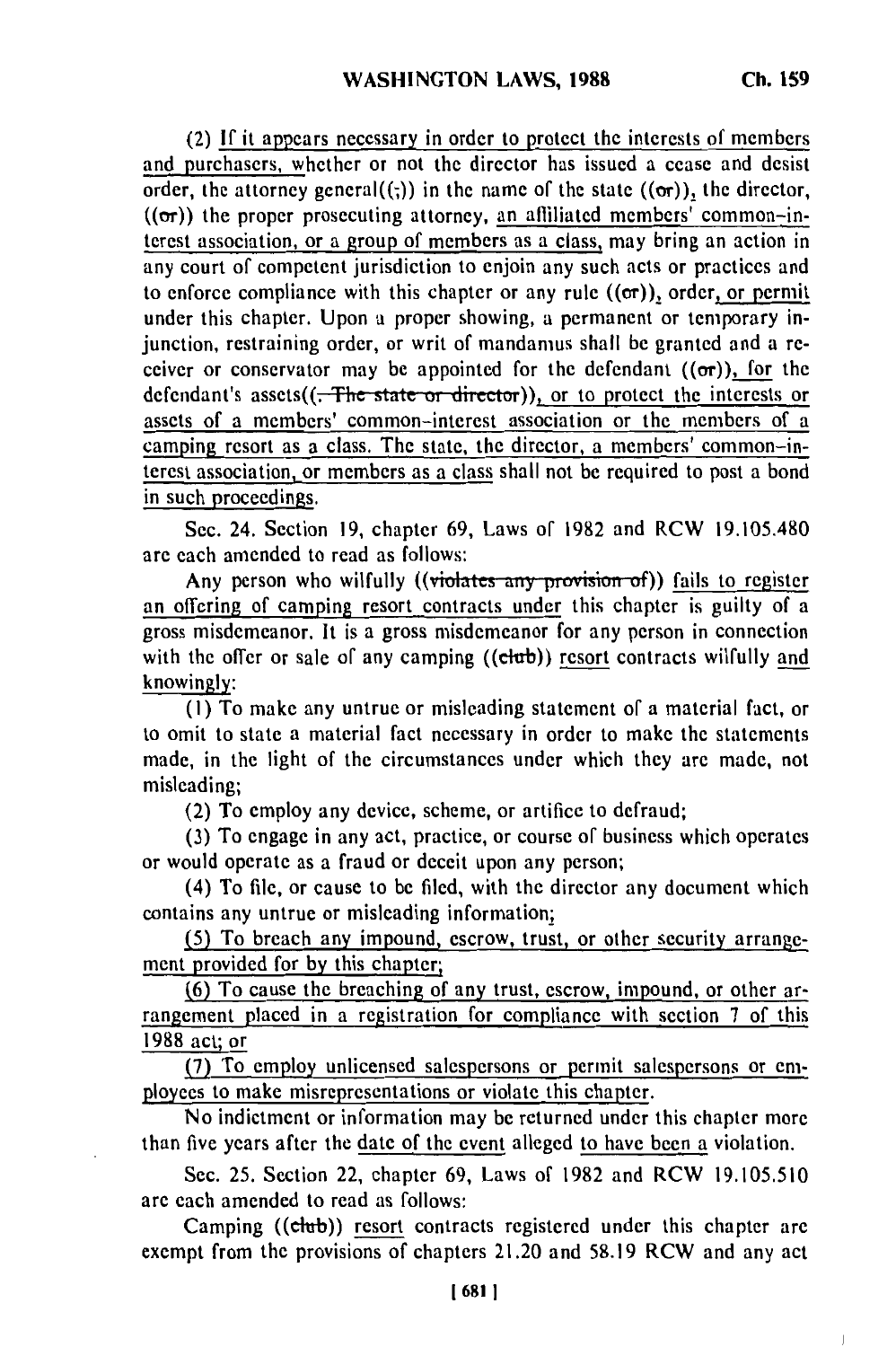(2) If it appears necessary in order to protect the interests of members and purchasers, whether or not the director has issued a cease and desist order, the attorney general((;)) in the name of the state ((or)), the director, ((or)) the proper prosecuting attorney, an affiliated members' common-interest association, or a group of members as a class, may bring an action in any court of competent jurisdiction to enjoin any such acts or practices and to enforce compliance with this chapter or any rule ((or)), order, or permit under this chapter. Upon a proper showing, a permanent or temporary injunction, restraining order, or writ of mandamus shall be granted and a receiver or conservator may be appointed for the defendant ((or)), for the defendant's assets((. The state or director)), or to protect the interests or assets of a members' common-interest association or the members of a camping resort as a class. The state, the director, a members' common-interest association, or members as a class shall not be required to post a bond in such proceedings.

Sec. 24. Section 19, chapter 69, Laws of 1982 and RCW 19.105.480 are each amended to read as follows:

Any person who wilfully ((violates any provision of)) fails to register an offering of camping resort contracts under this chapter is guilty of a gross misdemeanor. It is a gross misdemeanor for any person in connection with the offer or sale of any camping ((club)) resort contracts wilfully and knowingly:

(1) To make any untrue or misleading statement of a material fact, or to omit to state a material fact necessary in order to make the statements made, in the light of the circumstances under which they are made, not misleading;

(2) To employ any device, scheme, or artifice to defraud;

(3) To engage in any act, practice, or course of business which operates or would operate as a fraud or deceit upon any person;

(4) To file, or cause to be filed, with the director any document which contains any untrue or misleading information;

(5) To breach any impound, escrow, trust, or other security arrangement provided for by this chapter;

(6) To cause the breaching of any trust, escrow, impound, or other arrangement placed in a registration for compliance with section 7 of this 1988 act; or

(7) To employ unlicensed salespersons or permit salespersons or employees to make misrepresentations or violate this chapter.

No indictment or information may be returned under this chapter more than five years after the date of the event alleged to have been a violation.

Sec. 25. Section 22, chapter 69, Laws of 1982 and RCW 19.105.510 are each amended to read as follows:

Camping ((club)) resort contracts registered under this chapter are exempt from the provisions of chapters 21.20 and 58.19 RCW and any act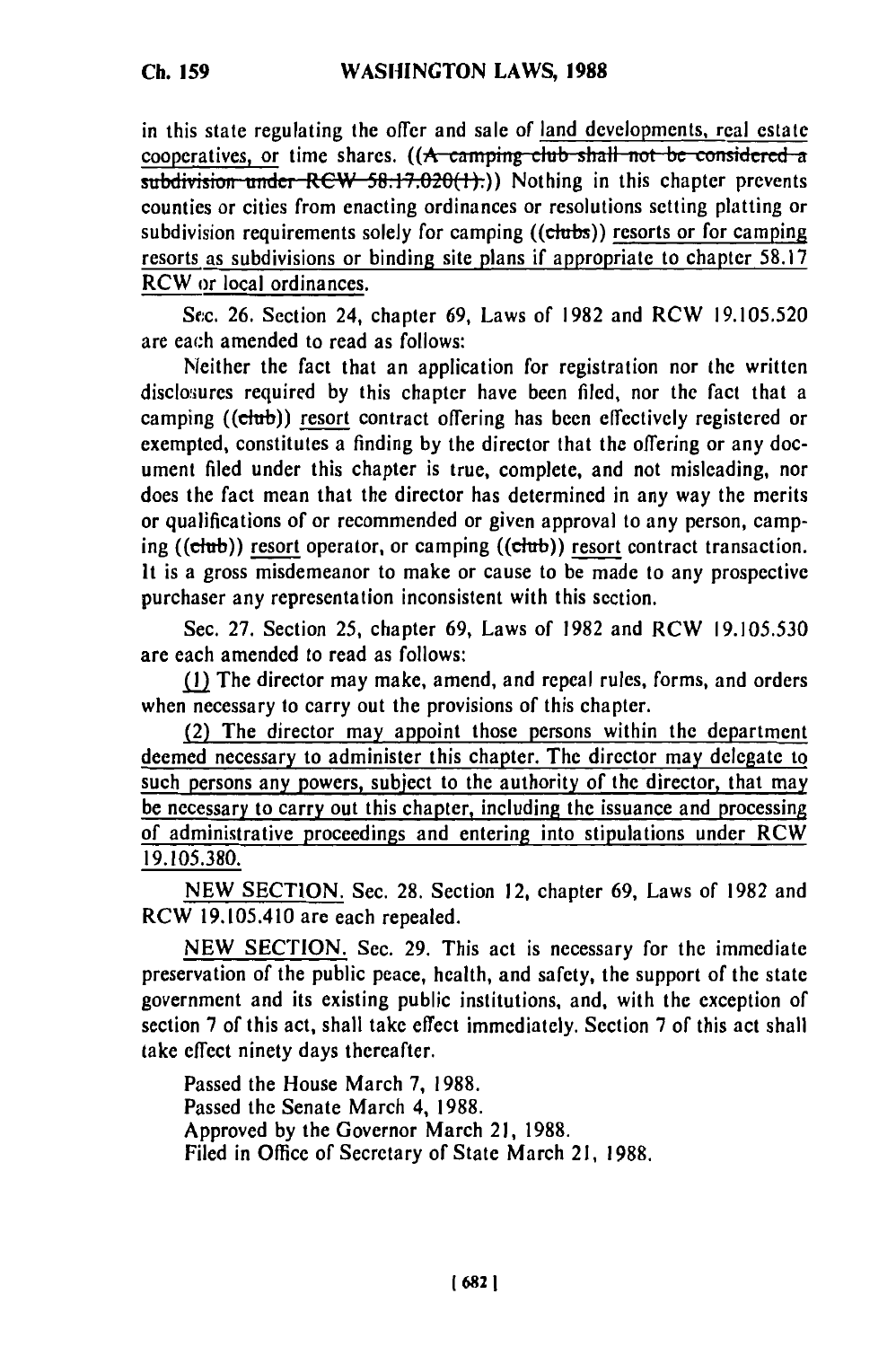in this state regulating the offer and sale of land developments, real estate cooperatives, or time shares. ((~~A camping club shall not be considered a subdivision under RCW 58.17.020(1).~~)) Nothing in this chapter prevents counties or cities from enacting ordinances or resolutions setting platting or subdivision requirements solely for camping ((~~clubs~~)) resorts or for camping resorts as subdivisions or binding site plans if appropriate to chapter 58.17 RCW or local ordinances.

Sec. 26. Section 24, chapter 69, Laws of 1982 and RCW 19.105.520 are each amended to read as follows:

Neither the fact that an application for registration nor the written disclosures required by this chapter have been filed, nor the fact that a camping ((~~club~~)) resort contract offering has been effectively registered or exempted, constitutes a finding by the director that the offering or any document filed under this chapter is true, complete, and not misleading, nor does the fact mean that the director has determined in any way the merits or qualifications of or recommended or given approval to any person, camping ((~~club~~)) resort operator, or camping ((~~club~~)) resort contract transaction. It is a gross misdemeanor to make or cause to be made to any prospective purchaser any representation inconsistent with this section.

Sec. 27. Section 25, chapter 69, Laws of 1982 and RCW 19.105.530 are each amended to read as follows:

(1) The director may make, amend, and repeal rules, forms, and orders when necessary to carry out the provisions of this chapter.

(2) The director may appoint those persons within the department deemed necessary to administer this chapter. The director may delegate to such persons any powers, subject to the authority of the director, that may be necessary to carry out this chapter, including the issuance and processing of administrative proceedings and entering into stipulations under RCW 19.105.380.

NEW SECTION. Sec. 28. Section 12, chapter 69, Laws of 1982 and RCW 19.105.410 are each repealed.

NEW SECTION. Sec. 29. This act is necessary for the immediate preservation of the public peace, health, and safety, the support of the state government and its existing public institutions, and, with the exception of section 7 of this act, shall take effect immediately. Section 7 of this act shall take effect ninety days thereafter.

Passed the House March 7, 1988.
Passed the Senate March 4, 1988.
Approved by the Governor March 21, 1988.
Filed in Office of Secretary of State March 21, 1988.